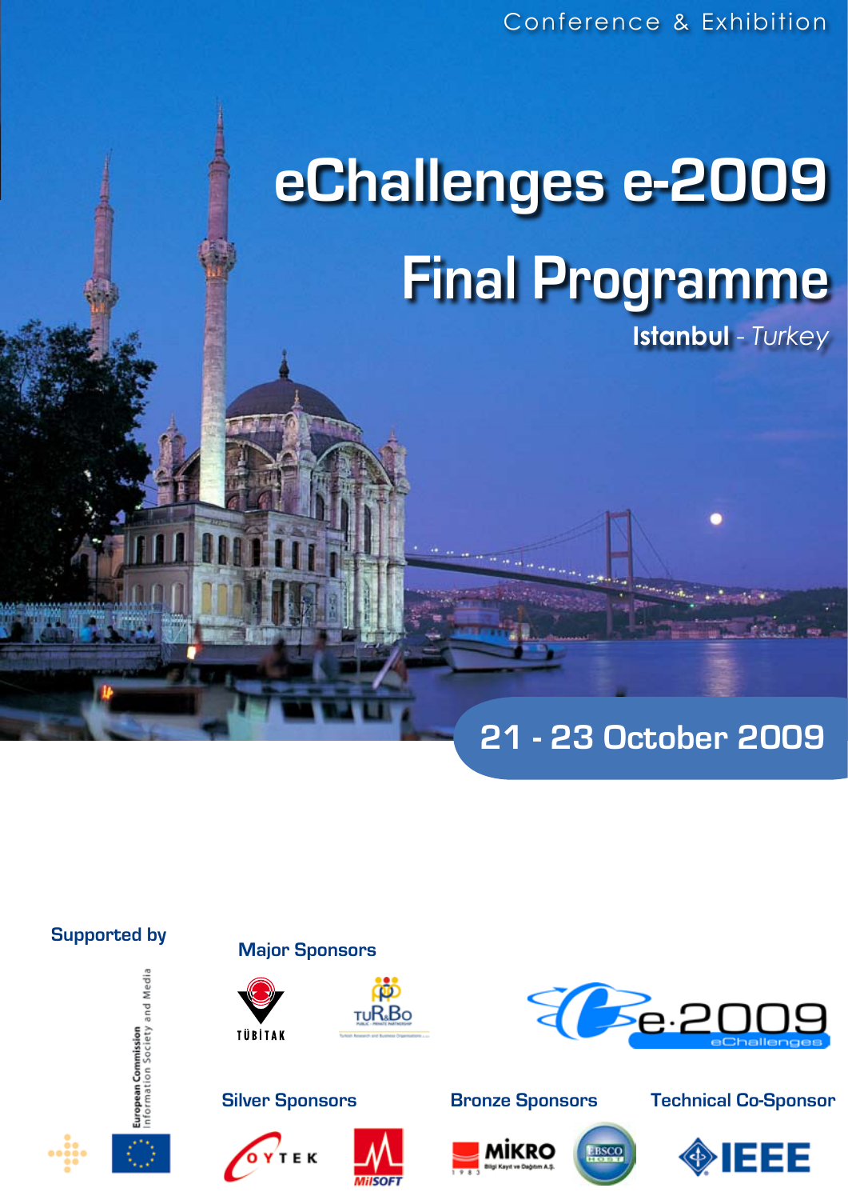Conference & Exhibition

# eChallenges e-2009

# Final Programme

**Istanbul** - *Turkey*

## 21 - 23 October 2009

**Supported by**

European Commission
Information Society and Media

**Major Sponsors**

TÜBİTAK

TURBO

**Silver Sponsors**

OYTEK

MilSOFT

**Bronze Sponsors**

MİKRO

EBSCO HOST

**Technical Co-Sponsor**

IEEE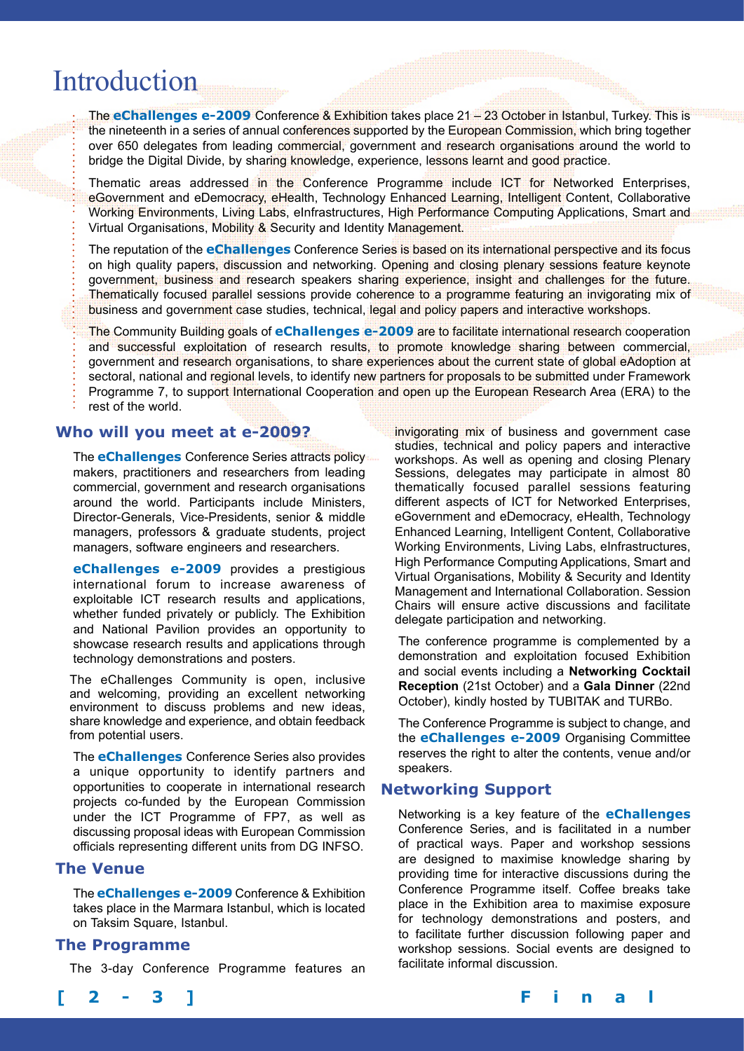# Introduction

The **eChallenges e-2009** Conference & Exhibition takes place 21 – 23 October in Istanbul, Turkey. This is the nineteenth in a series of annual conferences supported by the European Commission, which bring together over 650 delegates from leading commercial, government and research organisations around the world to bridge the Digital Divide, by sharing knowledge, experience, lessons learnt and good practice.

Thematic areas addressed in the Conference Programme include ICT for Networked Enterprises, eGovernment and eDemocracy, eHealth, Technology Enhanced Learning, Intelligent Content, Collaborative Working Environments, Living Labs, eInfrastructures, High Performance Computing Applications, Smart and Virtual Organisations, Mobility & Security and Identity Management.

The reputation of the **eChallenges** Conference Series is based on its international perspective and its focus on high quality papers, discussion and networking. Opening and closing plenary sessions feature keynote government, business and research speakers sharing experience, insight and challenges for the future. Thematically focused parallel sessions provide coherence to a programme featuring an invigorating mix of business and government case studies, technical, legal and policy papers and interactive workshops.

The Community Building goals of **eChallenges e-2009** are to facilitate international research cooperation and successful exploitation of research results, to promote knowledge sharing between commercial, government and research organisations, to share experiences about the current state of global eAdoption at sectoral, national and regional levels, to identify new partners for proposals to be submitted under Framework Programme 7, to support International Cooperation and open up the European Research Area (ERA) to the rest of the world.

## Who will you meet at e-2009?

The **eChallenges** Conference Series attracts policy makers, practitioners and researchers from leading commercial, government and research organisations around the world. Participants include Ministers, Director-Generals, Vice-Presidents, senior & middle managers, professors & graduate students, project managers, software engineers and researchers.

**eChallenges e-2009** provides a prestigious international forum to increase awareness of exploitable ICT research results and applications, whether funded privately or publicly. The Exhibition and National Pavilion provides an opportunity to showcase research results and applications through technology demonstrations and posters.

The eChallenges Community is open, inclusive and welcoming, providing an excellent networking environment to discuss problems and new ideas, share knowledge and experience, and obtain feedback from potential users.

The **eChallenges** Conference Series also provides a unique opportunity to identify partners and opportunities to cooperate in international research projects co-funded by the European Commission under the ICT Programme of FP7, as well as discussing proposal ideas with European Commission officials representing different units from DG INFSO.

## The Venue

The **eChallenges e-2009** Conference & Exhibition takes place in the Marmara Istanbul, which is located on Taksim Square, Istanbul.

## The Programme

The 3-day Conference Programme features an invigorating mix of business and government case studies, technical and policy papers and interactive workshops. As well as opening and closing Plenary Sessions, delegates may participate in almost 80 thematically focused parallel sessions featuring different aspects of ICT for Networked Enterprises, eGovernment and eDemocracy, eHealth, Technology Enhanced Learning, Intelligent Content, Collaborative Working Environments, Living Labs, eInfrastructures, High Performance Computing Applications, Smart and Virtual Organisations, Mobility & Security and Identity Management and International Collaboration. Session Chairs will ensure active discussions and facilitate delegate participation and networking.

The conference programme is complemented by a demonstration and exploitation focused Exhibition and social events including a **Networking Cocktail Reception** (21st October) and a **Gala Dinner** (22nd October), kindly hosted by TUBITAK and TURBo.

The Conference Programme is subject to change, and the **eChallenges e-2009** Organising Committee reserves the right to alter the contents, venue and/or speakers.

## Networking Support

Networking is a key feature of the **eChallenges** Conference Series, and is facilitated in a number of practical ways. Paper and workshop sessions are designed to maximise knowledge sharing by providing time for interactive discussions during the Conference Programme itself. Coffee breaks take place in the Exhibition area to maximise exposure for technology demonstrations and posters, and to facilitate further discussion following paper and workshop sessions. Social events are designed to facilitate informal discussion.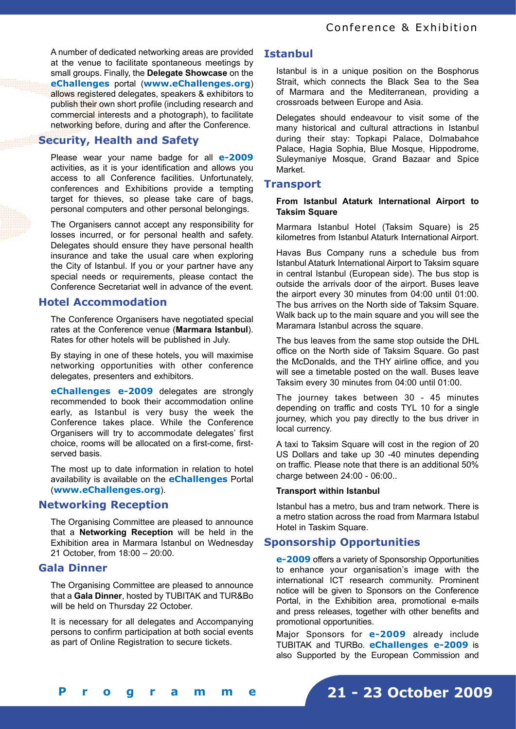A number of dedicated networking areas are provided at the venue to facilitate spontaneous meetings by small groups. Finally, the **Delegate Showcase** on the **eChallenges** portal (**www.eChallenges.org**) allows registered delegates, speakers & exhibitors to publish their own short profile (including research and commercial interests and a photograph), to facilitate networking before, during and after the Conference.

## Security, Health and Safety

Please wear your name badge for all **e-2009** activities, as it is your identification and allows you access to all Conference facilities. Unfortunately, conferences and Exhibitions provide a tempting target for thieves, so please take care of bags, personal computers and other personal belongings.

The Organisers cannot accept any responsibility for losses incurred, or for personal health and safety. Delegates should ensure they have personal health insurance and take the usual care when exploring the City of Istanbul. If you or your partner have any special needs or requirements, please contact the Conference Secretariat well in advance of the event.

## Hotel Accommodation

The Conference Organisers have negotiated special rates at the Conference venue (**Marmara Istanbul**). Rates for other hotels will be published in July.

By staying in one of these hotels, you will maximise networking opportunities with other conference delegates, presenters and exhibitors.

**eChallenges e-2009** delegates are strongly recommended to book their accommodation online early, as Istanbul is very busy the week the Conference takes place. While the Conference Organisers will try to accommodate delegates' first choice, rooms will be allocated on a first-come, first-served basis.

The most up to date information in relation to hotel availability is available on the **eChallenges** Portal (**www.eChallenges.org**).

## Networking Reception

The Organising Committee are pleased to announce that a **Networking Reception** will be held in the Exhibition area in Marmara Istanbul on Wednesday 21 October, from 18:00 – 20:00.

## Gala Dinner

The Organising Committee are pleased to announce that a **Gala Dinner**, hosted by TUBITAK and TUR&Bo will be held on Thursday 22 October.

It is necessary for all delegates and Accompanying persons to confirm participation at both social events as part of Online Registration to secure tickets.

## Istanbul

Istanbul is in a unique position on the Bosphorus Strait, which connects the Black Sea to the Sea of Marmara and the Mediterranean, providing a crossroads between Europe and Asia.

Delegates should endeavour to visit some of the many historical and cultural attractions in Istanbul during their stay: Topkapi Palace, Dolmabahce Palace, Hagia Sophia, Blue Mosque, Hippodrome, Suleymaniye Mosque, Grand Bazaar and Spice Market.

## Transport

**From Istanbul Ataturk International Airport to Taksim Square**

Marmara Istanbul Hotel (Taksim Square) is 25 kilometres from Istanbul Ataturk International Airport.

Havas Bus Company runs a schedule bus from Istanbul Ataturk International Airport to Taksim square in central Istanbul (European side). The bus stop is outside the arrivals door of the airport. Buses leave the airport every 30 minutes from 04:00 until 01:00. The bus arrives on the North side of Taksim Square. Walk back up to the main square and you will see the Maramara Istanbul across the square.

The bus leaves from the same stop outside the DHL office on the North side of Taksim Square. Go past the McDonalds, and the THY airline office, and you will see a timetable posted on the wall. Buses leave Taksim every 30 minutes from 04:00 until 01:00.

The journey takes between 30 - 45 minutes depending on traffic and costs TYL 10 for a single journey, which you pay directly to the bus driver in local currency.

A taxi to Taksim Square will cost in the region of 20 US Dollars and take up 30 -40 minutes depending on traffic. Please note that there is an additional 50% charge between 24:00 - 06:00..

**Transport within Istanbul**

Istanbul has a metro, bus and tram network. There is a metro station across the road from Marmara Istabul Hotel in Taskim Square.

## Sponsorship Opportunities

**e-2009** offers a variety of Sponsorship Opportunities to enhance your organisation's image with the international ICT research community. Prominent notice will be given to Sponsors on the Conference Portal, in the Exhibition area, promotional e-mails and press releases, together with other benefits and promotional opportunities.

Major Sponsors for **e-2009** already include TUBITAK and TURBo. **eChallenges e-2009** is also Supported by the European Commission and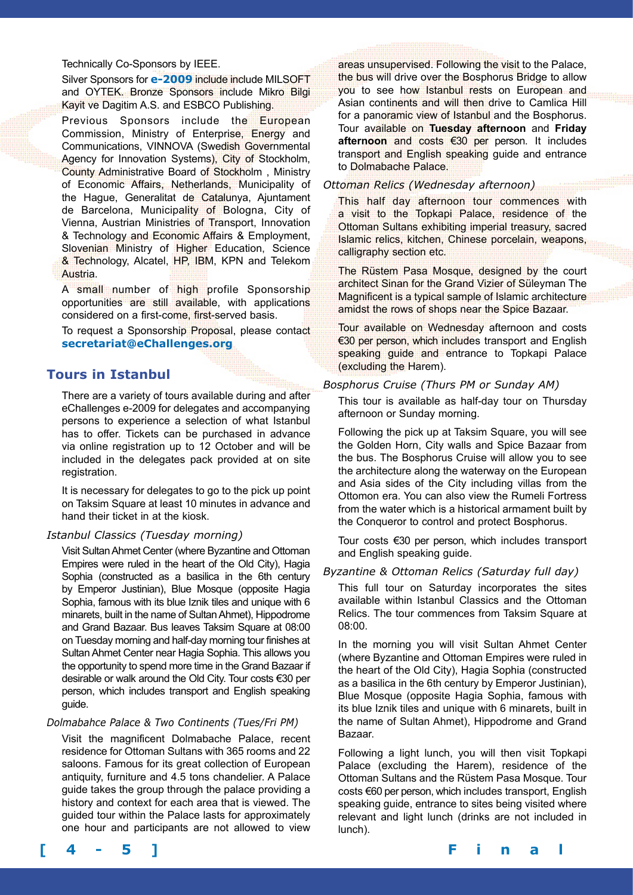Technically Co-Sponsors by IEEE.

Silver Sponsors for **e-2009** include include MILSOFT and OYTEK. Bronze Sponsors include Mikro Bilgi Kayit ve Dagitim A.S. and ESBCO Publishing.

Previous Sponsors include the European Commission, Ministry of Enterprise, Energy and Communications, VINNOVA (Swedish Governmental Agency for Innovation Systems), City of Stockholm, County Administrative Board of Stockholm , Ministry of Economic Affairs, Netherlands, Municipality of the Hague, Generalitat de Catalunya, Ajuntament de Barcelona, Municipality of Bologna, City of Vienna, Austrian Ministries of Transport, Innovation & Technology and Economic Affairs & Employment, Slovenian Ministry of Higher Education, Science & Technology, Alcatel, HP, IBM, KPN and Telekom Austria.

A small number of high profile Sponsorship opportunities are still available, with applications considered on a first-come, first-served basis.

To request a Sponsorship Proposal, please contact **secretariat@eChallenges.org**

## Tours in Istanbul

There are a variety of tours available during and after eChallenges e-2009 for delegates and accompanying persons to experience a selection of what Istanbul has to offer. Tickets can be purchased in advance via online registration up to 12 October and will be included in the delegates pack provided at on site registration.

It is necessary for delegates to go to the pick up point on Taksim Square at least 10 minutes in advance and hand their ticket in at the kiosk.

*Istanbul Classics (Tuesday morning)*

Visit Sultan Ahmet Center (where Byzantine and Ottoman Empires were ruled in the heart of the Old City), Hagia Sophia (constructed as a basilica in the 6th century by Emperor Justinian), Blue Mosque (opposite Hagia Sophia, famous with its blue Iznik tiles and unique with 6 minarets, built in the name of Sultan Ahmet), Hippodrome and Grand Bazaar. Bus leaves Taksim Square at 08:00 on Tuesday morning and half-day morning tour finishes at Sultan Ahmet Center near Hagia Sophia. This allows you the opportunity to spend more time in the Grand Bazaar if desirable or walk around the Old City. Tour costs €30 per person, which includes transport and English speaking guide.

*Dolmabahce Palace & Two Continents (Tues/Fri PM)*

Visit the magnificent Dolmabache Palace, recent residence for Ottoman Sultans with 365 rooms and 22 saloons. Famous for its great collection of European antiquity, furniture and 4.5 tons chandelier. A Palace guide takes the group through the palace providing a history and context for each area that is viewed. The guided tour within the Palace lasts for approximately one hour and participants are not allowed to view areas unsupervised. Following the visit to the Palace, the bus will drive over the Bosphorus Bridge to allow you to see how Istanbul rests on European and Asian continents and will then drive to Camlica Hill for a panoramic view of Istanbul and the Bosphorus. Tour available on **Tuesday afternoon** and **Friday afternoon** and costs €30 per person. It includes transport and English speaking guide and entrance to Dolmabache Palace.

*Ottoman Relics (Wednesday afternoon)*

This half day afternoon tour commences with a visit to the Topkapi Palace, residence of the Ottoman Sultans exhibiting imperial treasury, sacred Islamic relics, kitchen, Chinese porcelain, weapons, calligraphy section etc.

The Rüstem Pasa Mosque, designed by the court architect Sinan for the Grand Vizier of Süleyman The Magnificent is a typical sample of Islamic architecture amidst the rows of shops near the Spice Bazaar.

Tour available on Wednesday afternoon and costs €30 per person, which includes transport and English speaking guide and entrance to Topkapi Palace (excluding the Harem).

*Bosphorus Cruise (Thurs PM or Sunday AM)*

This tour is available as half-day tour on Thursday afternoon or Sunday morning.

Following the pick up at Taksim Square, you will see the Golden Horn, City walls and Spice Bazaar from the bus. The Bosphorus Cruise will allow you to see the architecture along the waterway on the European and Asia sides of the City including villas from the Ottomon era. You can also view the Rumeli Fortress from the water which is a historical armament built by the Conqueror to control and protect Bosphorus.

Tour costs €30 per person, which includes transport and English speaking guide.

*Byzantine & Ottoman Relics (Saturday full day)*

This full tour on Saturday incorporates the sites available within Istanbul Classics and the Ottoman Relics. The tour commences from Taksim Square at 08:00.

In the morning you will visit Sultan Ahmet Center (where Byzantine and Ottoman Empires were ruled in the heart of the Old City), Hagia Sophia (constructed as a basilica in the 6th century by Emperor Justinian), Blue Mosque (opposite Hagia Sophia, famous with its blue Iznik tiles and unique with 6 minarets, built in the name of Sultan Ahmet), Hippodrome and Grand Bazaar.

Following a light lunch, you will then visit Topkapi Palace (excluding the Harem), residence of the Ottoman Sultans and the Rüstem Pasa Mosque. Tour costs €60 per person, which includes transport, English speaking guide, entrance to sites being visited where relevant and light lunch (drinks are not included in lunch).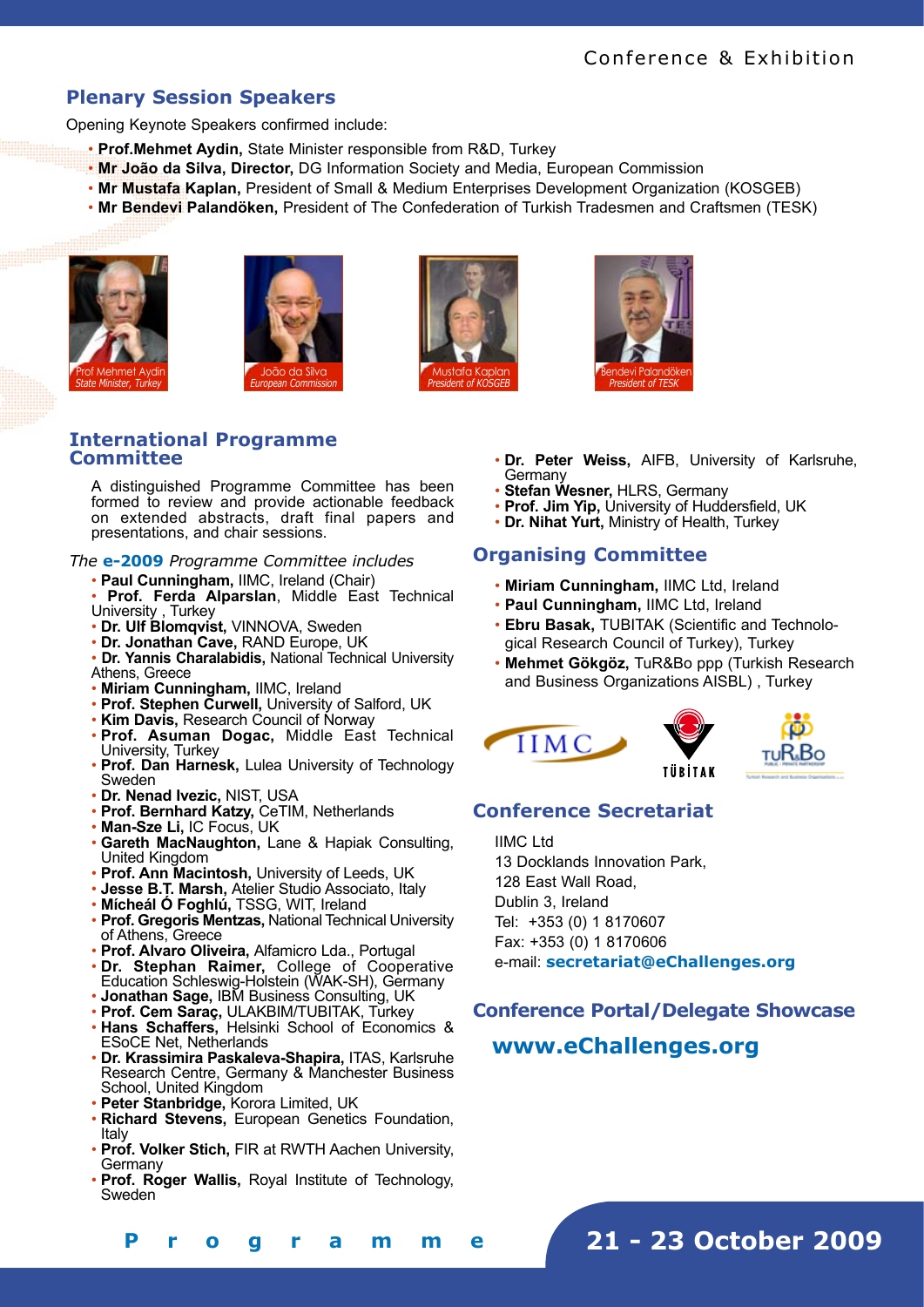## Plenary Session Speakers

Opening Keynote Speakers confirmed include:

- **Prof.Mehmet Aydin,** State Minister responsible from R&D, Turkey
- **Mr João da Silva, Director,** DG Information Society and Media, European Commission
- **Mr Mustafa Kaplan,** President of Small & Medium Enterprises Development Organization (KOSGEB)
- **Mr Bendevi Palandöken,** President of The Confederation of Turkish Tradesmen and Craftsmen (TESK)

Prof Mehmet Aydin
*State Minister, Turkey*

João da Silva
*European Commission*

Mustafa Kaplan
*President of KOSGEB*

Bendevi Palandöken
*President of TESK*

## International Programme Committee

A distinguished Programme Committee has been formed to review and provide actionable feedback on extended abstracts, draft final papers and presentations, and chair sessions.

*The* **e-2009** *Programme Committee includes*

- **Paul Cunningham,** IIMC, Ireland (Chair)
- **Prof. Ferda Alparslan**, Middle East Technical University , Turkey
- **Dr. Ulf Blomqvist,** VINNOVA, Sweden
- **Dr. Jonathan Cave,** RAND Europe, UK
- **Dr. Yannis Charalabidis,** National Technical University Athens, Greece
- **Miriam Cunningham,** IIMC, Ireland
- **Prof. Stephen Curwell,** University of Salford, UK
- **Kim Davis,** Research Council of Norway
- **Prof. Asuman Dogac,** Middle East Technical University, Turkey
- **Prof. Dan Harnesk,** Lulea University of Technology Sweden
- **Dr. Nenad Ivezic,** NIST, USA
- **Prof. Bernhard Katzy,** CeTIM, Netherlands
- **Man-Sze Li,** IC Focus, UK
- **Gareth MacNaughton,** Lane & Hapiak Consulting, United Kingdom
- **Prof. Ann Macintosh,** University of Leeds, UK
- **Jesse B.T. Marsh,** Atelier Studio Associato, Italy
- **Mícheál Ó Foghlú,** TSSG, WIT, Ireland
- **Prof. Gregoris Mentzas,** National Technical University of Athens, Greece
- **Prof. Alvaro Oliveira,** Alfamicro Lda., Portugal
- **Dr. Stephan Raimer,** College of Cooperative Education Schleswig-Holstein (WAK-SH), Germany
- **Jonathan Sage,** IBM Business Consulting, UK
- **Prof. Cem Saraç,** ULAKBIM/TUBITAK, Turkey
- **Hans Schaffers,** Helsinki School of Economics & ESoCE Net, Netherlands
- **Dr. Krassimira Paskaleva-Shapira,** ITAS, Karlsruhe Research Centre, Germany & Manchester Business School, United Kingdom
- **Peter Stanbridge,** Korora Limited, UK
- **Richard Stevens,** European Genetics Foundation, Italy
- **Prof. Volker Stich,** FIR at RWTH Aachen University, Germany
- **Prof. Roger Wallis,** Royal Institute of Technology, Sweden
- **Dr. Peter Weiss,** AIFB, University of Karlsruhe, Germany
- **Stefan Wesner,** HLRS, Germany
- **Prof. Jim Yip,** University of Huddersfield, UK
- **Dr. Nihat Yurt,** Ministry of Health, Turkey

## Organising Committee

- **Miriam Cunningham,** IIMC Ltd, Ireland
- **Paul Cunningham,** IIMC Ltd, Ireland
- **Ebru Basak,** TUBITAK (Scientific and Technological Research Council of Turkey), Turkey
- **Mehmet Gökgöz,** TuR&Bo ppp (Turkish Research and Business Organizations AISBL) , Turkey

## Conference Secretariat

IIMC Ltd
13 Docklands Innovation Park,
128 East Wall Road,
Dublin 3, Ireland
Tel: +353 (0) 1 8170607
Fax: +353 (0) 1 8170606
e-mail: **secretariat@eChallenges.org**

## Conference Portal/Delegate Showcase

**www.eChallenges.org**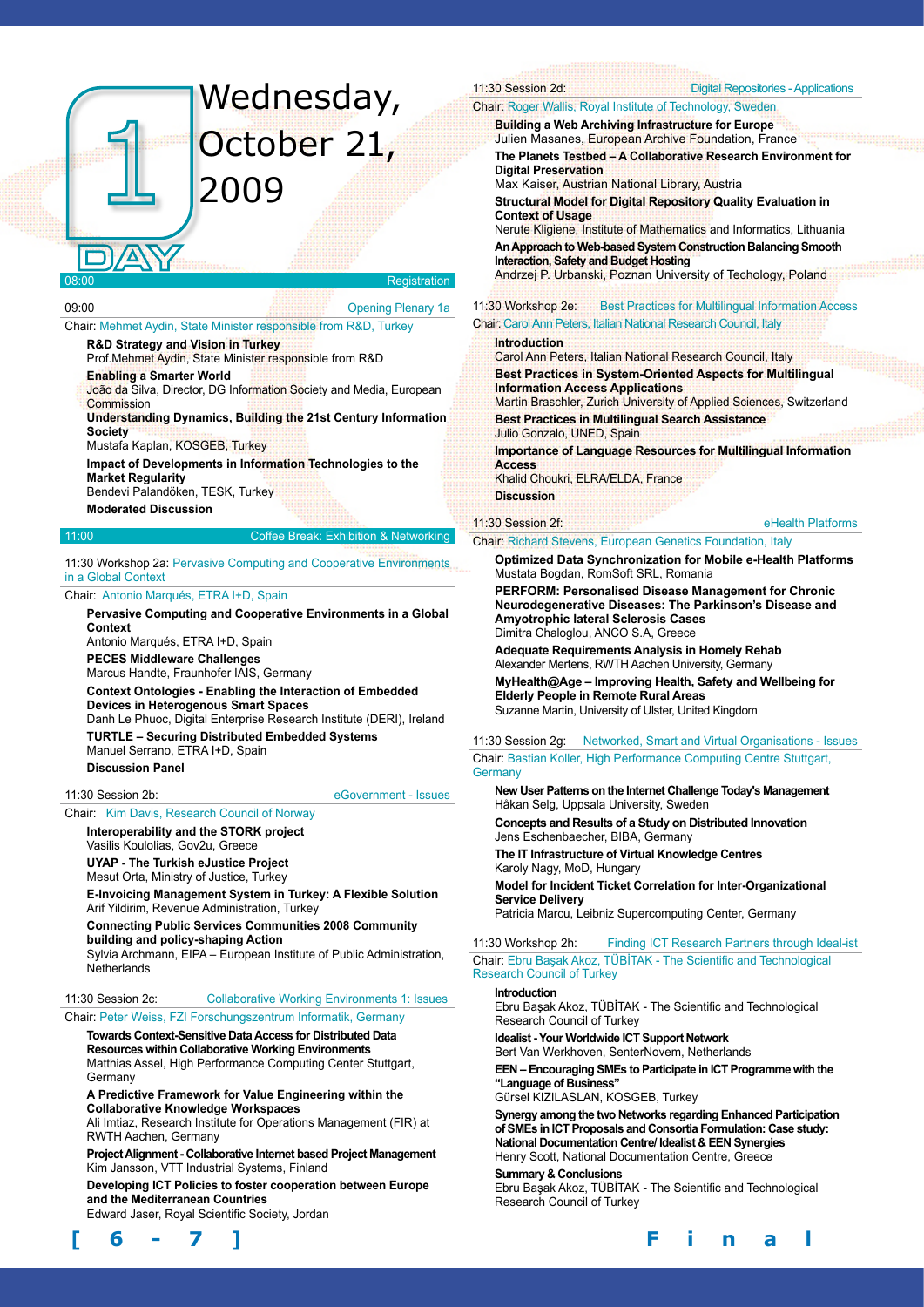# Wednesday, October 21, 2009

**DAY 1**

08:00 — Registration

09:00 — Opening Plenary 1a

Chair: Mehmet Aydin, State Minister responsible from R&D, Turkey

**R&D Strategy and Vision in Turkey**
Prof.Mehmet Aydin, State Minister responsible from R&D

**Enabling a Smarter World**
João da Silva, Director, DG Information Society and Media, European Commission

**Understanding Dynamics, Building the 21st Century Information Society**
Mustafa Kaplan, KOSGEB, Turkey

**Impact of Developments in Information Technologies to the Market Regularity**
Bendevi Palandöken, TESK, Turkey

**Moderated Discussion**

11:00 — Coffee Break: Exhibition & Networking

## 11:30 Workshop 2a: Pervasive Computing and Cooperative Environments in a Global Context

Chair: Antonio Marqués, ETRA I+D, Spain

**Pervasive Computing and Cooperative Environments in a Global Context**
Antonio Marqués, ETRA I+D, Spain

**PECES Middleware Challenges**
Marcus Handte, Fraunhofer IAIS, Germany

**Context Ontologies - Enabling the Interaction of Embedded Devices in Heterogenous Smart Spaces**
Danh Le Phuoc, Digital Enterprise Research Institute (DERI), Ireland

**TURTLE – Securing Distributed Embedded Systems**
Manuel Serrano, ETRA I+D, Spain

**Discussion Panel**

## 11:30 Session 2b: eGovernment - Issues

Chair: Kim Davis, Research Council of Norway

**Interoperability and the STORK project**
Vasilis Koulolias, Gov2u, Greece

**UYAP - The Turkish eJustice Project**
Mesut Orta, Ministry of Justice, Turkey

**E-Invoicing Management System in Turkey: A Flexible Solution**
Arif Yildirim, Revenue Administration, Turkey

**Connecting Public Services Communities 2008 Community building and policy-shaping Action**
Sylvia Archmann, EIPA – European Institute of Public Administration, Netherlands

## 11:30 Session 2c: Collaborative Working Environments 1: Issues

Chair: Peter Weiss, FZI Forschungszentrum Informatik, Germany

**Towards Context-Sensitive Data Access for Distributed Data Resources within Collaborative Working Environments**
Matthias Assel, High Performance Computing Center Stuttgart, Germany

**A Predictive Framework for Value Engineering within the Collaborative Knowledge Workspaces**
Ali Imtiaz, Research Institute for Operations Management (FIR) at RWTH Aachen, Germany

**Project Alignment - Collaborative Internet based Project Management**
Kim Jansson, VTT Industrial Systems, Finland

**Developing ICT Policies to foster cooperation between Europe and the Mediterranean Countries**
Edward Jaser, Royal Scientific Society, Jordan

## 11:30 Session 2d: Digital Repositories - Applications

Chair: Roger Wallis, Royal Institute of Technology, Sweden

**Building a Web Archiving Infrastructure for Europe**
Julien Masanes, European Archive Foundation, France

**The Planets Testbed – A Collaborative Research Environment for Digital Preservation**
Max Kaiser, Austrian National Library, Austria

**Structural Model for Digital Repository Quality Evaluation in Context of Usage**
Nerute Kligiene, Institute of Mathematics and Informatics, Lithuania

**An Approach to Web-based System Construction Balancing Smooth Interaction, Safety and Budget Hosting**
Andrzej P. Urbanski, Poznan University of Techology, Poland

## 11:30 Workshop 2e: Best Practices for Multilingual Information Access

Chair: Carol Ann Peters, Italian National Research Council, Italy

**Introduction**
Carol Ann Peters, Italian National Research Council, Italy

**Best Practices in System-Oriented Aspects for Multilingual Information Access Applications**
Martin Braschler, Zurich University of Applied Sciences, Switzerland

**Best Practices in Multilingual Search Assistance**
Julio Gonzalo, UNED, Spain

**Importance of Language Resources for Multilingual Information Access**
Khalid Choukri, ELRA/ELDA, France

**Discussion**

## 11:30 Session 2f: eHealth Platforms

Chair: Richard Stevens, European Genetics Foundation, Italy

**Optimized Data Synchronization for Mobile e-Health Platforms**
Mustata Bogdan, RomSoft SRL, Romania

**PERFORM: Personalised Disease Management for Chronic Neurodegenerative Diseases: The Parkinson's Disease and Amyotrophic lateral Sclerosis Cases**
Dimitra Chaloglou, ANCO S.A, Greece

**Adequate Requirements Analysis in Homely Rehab**
Alexander Mertens, RWTH Aachen University, Germany

**MyHealth@Age – Improving Health, Safety and Wellbeing for Elderly People in Remote Rural Areas**
Suzanne Martin, University of Ulster, United Kingdom

## 11:30 Session 2g: Networked, Smart and Virtual Organisations - Issues

Chair: Bastian Koller, High Performance Computing Centre Stuttgart, Germany

**New User Patterns on the Internet Challenge Today's Management**
Håkan Selg, Uppsala University, Sweden

**Concepts and Results of a Study on Distributed Innovation**
Jens Eschenbaecher, BIBA, Germany

**The IT Infrastructure of Virtual Knowledge Centres**
Karoly Nagy, MoD, Hungary

**Model for Incident Ticket Correlation for Inter-Organizational Service Delivery**
Patricia Marcu, Leibniz Supercomputing Center, Germany

## 11:30 Workshop 2h: Finding ICT Research Partners through Ideal-ist

Chair: Ebru Başak Akoz, TÜBİTAK - The Scientific and Technological Research Council of Turkey

**Introduction**
Ebru Başak Akoz, TÜBİTAK - The Scientific and Technological Research Council of Turkey

**Idealist - Your Worldwide ICT Support Network**
Bert Van Werkhoven, SenterNovem, Netherlands

**EEN – Encouraging SMEs to Participate in ICT Programme with the "Language of Business"**
Gürsel KIZILASLAN, KOSGEB, Turkey

**Synergy among the two Networks regarding Enhanced Participation of SMEs in ICT Proposals and Consortia Formulation: Case study: National Documentation Centre/ Idealist & EEN Synergies**
Henry Scott, National Documentation Centre, Greece

**Summary & Conclusions**
Ebru Başak Akoz, TÜBİTAK - The Scientific and Technological Research Council of Turkey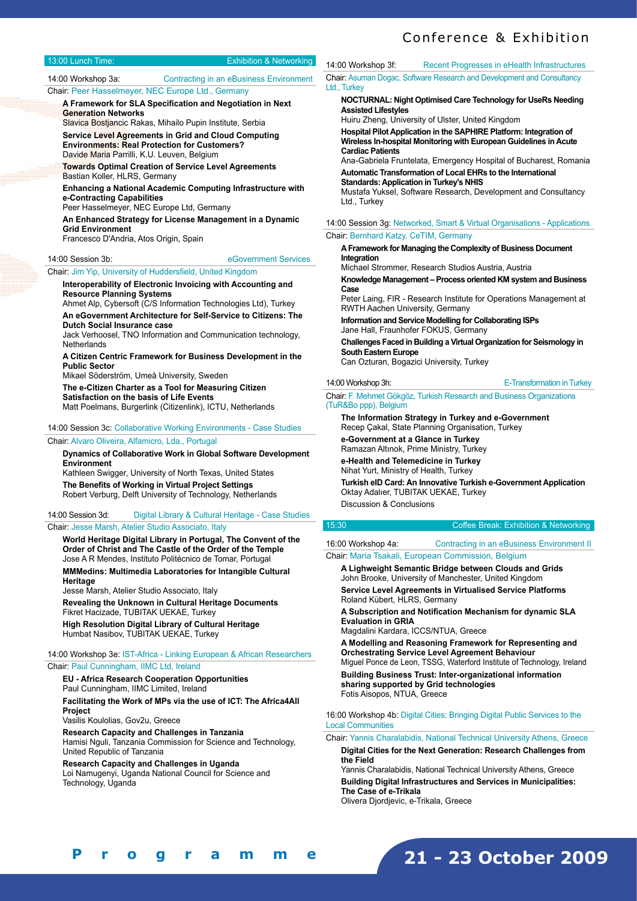**13:00 Lunch Time:** Exhibition & Networking

### 14:00 Workshop 3a: Contracting in an eBusiness Environment

Chair: Peer Hasselmeyer, NEC Europe Ltd., Germany

**A Framework for SLA Specification and Negotiation in Next Generation Networks**
Slavica Bostjancic Rakas, Mihailo Pupin Institute, Serbia

**Service Level Agreements in Grid and Cloud Computing Environments: Real Protection for Customers?**
Davide Maria Parrilli, K.U. Leuven, Belgium

**Towards Optimal Creation of Service Level Agreements**
Bastian Koller, HLRS, Germany

**Enhancing a National Academic Computing Infrastructure with e-Contracting Capabilities**
Peer Hasselmeyer, NEC Europe Ltd, Germany

**An Enhanced Strategy for License Management in a Dynamic Grid Environment**
Francesco D'Andria, Atos Origin, Spain

### 14:00 Session 3b: eGovernment Services

Chair: Jim Yip, University of Huddersfield, United Kingdom

**Interoperability of Electronic Invoicing with Accounting and Resource Planning Systems**
Ahmet Alp, Cybersoft (C/S Information Technologies Ltd), Turkey

**An eGovernment Architecture for Self-Service to Citizens: The Dutch Social Insurance case**
Jack Verhoosel, TNO Information and Communication technology, Netherlands

**A Citizen Centric Framework for Business Development in the Public Sector**
Mikael Söderström, Umeå University, Sweden

**The e-Citizen Charter as a Tool for Measuring Citizen Satisfaction on the basis of Life Events**
Matt Poelmans, Burgerlink (Citizenlink), ICTU, Netherlands

### 14:00 Session 3c: Collaborative Working Environments - Case Studies

Chair: Alvaro Oliveira, Alfamicro, Lda., Portugal

**Dynamics of Collaborative Work in Global Software Development Environment**
Kathleen Swigger, University of North Texas, United States

**The Benefits of Working in Virtual Project Settings**
Robert Verburg, Delft University of Technology, Netherlands

### 14:00 Session 3d: Digital Library & Cultural Heritage - Case Studies

Chair: Jesse Marsh, Atelier Studio Associato, Italy

**World Heritage Digital Library in Portugal, The Convent of the Order of Christ and The Castle of the Order of the Temple**
Jose A R Mendes, Instituto Politécnico de Tomar, Portugal

**MMMedins: Multimedia Laboratories for Intangible Cultural Heritage**
Jesse Marsh, Atelier Studio Associato, Italy

**Revealing the Unknown in Cultural Heritage Documents**
Fikret Hacizade, TUBITAK UEKAE, Turkey

**High Resolution Digital Library of Cultural Heritage**
Humbat Nasibov, TUBITAK UEKAE, Turkey

### 14:00 Workshop 3e: IST-Africa - Linking European & African Researchers

Chair: Paul Cunningham, IIMC Ltd, Ireland

**EU - Africa Research Cooperation Opportunities**
Paul Cunningham, IIMC Limited, Ireland

**Facilitating the Work of MPs via the use of ICT: The Africa4All Project**
Vasilis Koulolias, Gov2u, Greece

**Research Capacity and Challenges in Tanzania**
Hamisi Nguli, Tanzania Commission for Science and Technology, United Republic of Tanzania

**Research Capacity and Challenges in Uganda**
Loi Namugenyi, Uganda National Council for Science and Technology, Uganda

### 14:00 Workshop 3f: Recent Progresses in eHealth Infrastructures

Chair: Asuman Dogac, Software Research and Development and Consultancy Ltd., Turkey

**NOCTURNAL: Night Optimised Care Technology for UseRs Needing Assisted Lifestyles**
Huiru Zheng, University of Ulster, United Kingdom

**Hospital Pilot Application in the SAPHIRE Platform: Integration of Wireless In-hospital Monitoring with European Guidelines in Acute Cardiac Patients**
Ana-Gabriela Fruntelata, Emergency Hospital of Bucharest, Romania

**Automatic Transformation of Local EHRs to the International Standards: Application in Turkey's NHIS**
Mustafa Yuksel, Software Research, Development and Consultancy Ltd., Turkey

### 14:00 Session 3g: Networked, Smart & Virtual Organisations - Applications

Chair: Bernhard Katzy, CeTIM, Germany

**A Framework for Managing the Complexity of Business Document Integration**
Michael Strommer, Research Studios Austria, Austria

**Knowledge Management – Process oriented KM system and Business Case**
Peter Laing, FIR - Research Institute for Operations Management at RWTH Aachen University, Germany

**Information and Service Modelling for Collaborating ISPs**
Jane Hall, Fraunhofer FOKUS, Germany

**Challenges Faced in Building a Virtual Organization for Seismology in South Eastern Europe**
Can Ozturan, Bogazici University, Turkey

### 14:00 Workshop 3h: E-Transformation in Turkey

Chair: F. Mehmet Gökgöz, Turkish Research and Business Organizations (TuR&Bo ppp), Belgium

**The Information Strategy in Turkey and e-Government**
Recep Çakal, State Planning Organisation, Turkey

**e-Government at a Glance in Turkey**
Ramazan Altınok, Prime Ministry, Turkey

**e-Health and Telemedicine in Turkey**
Nihat Yurt, Ministry of Health, Turkey

**Turkish eID Card: An Innovative Turkish e-Government Application**
Oktay Adalıer, TUBITAK UEKAE, Turkey

Discussion & Conclusions

**15:30** Coffee Break: Exhibition & Networking

### 16:00 Workshop 4a: Contracting in an eBusiness Environment II

Chair: Maria Tsakali, European Commission, Belgium

**A Lighweight Semantic Bridge between Clouds and Grids**
John Brooke, University of Manchester, United Kingdom

**Service Level Agreements in Virtualised Service Platforms**
Roland Kübert, HLRS, Germany

**A Subscription and Notification Mechanism for dynamic SLA Evaluation in GRIA**
Magdalini Kardara, ICCS/NTUA, Greece

**A Modelling and Reasoning Framework for Representing and Orchestrating Service Level Agreement Behaviour**
Miguel Ponce de Leon, TSSG, Waterford Institute of Technology, Ireland

**Building Business Trust: Inter-organizational information sharing supported by Grid technologies**
Fotis Aisopos, NTUA, Greece

### 16:00 Workshop 4b: Digital Cities: Bringing Digital Public Services to the Local Communities

Chair: Yannis Charalabidis, National Technical University Athens, Greece

**Digital Cities for the Next Generation: Research Challenges from the Field**
Yannis Charalabidis, National Technical University Athens, Greece

**Building Digital Infrastructures and Services in Municipalities: The Case of e-Trikala**
Olivera Djordjevic, e-Trikala, Greece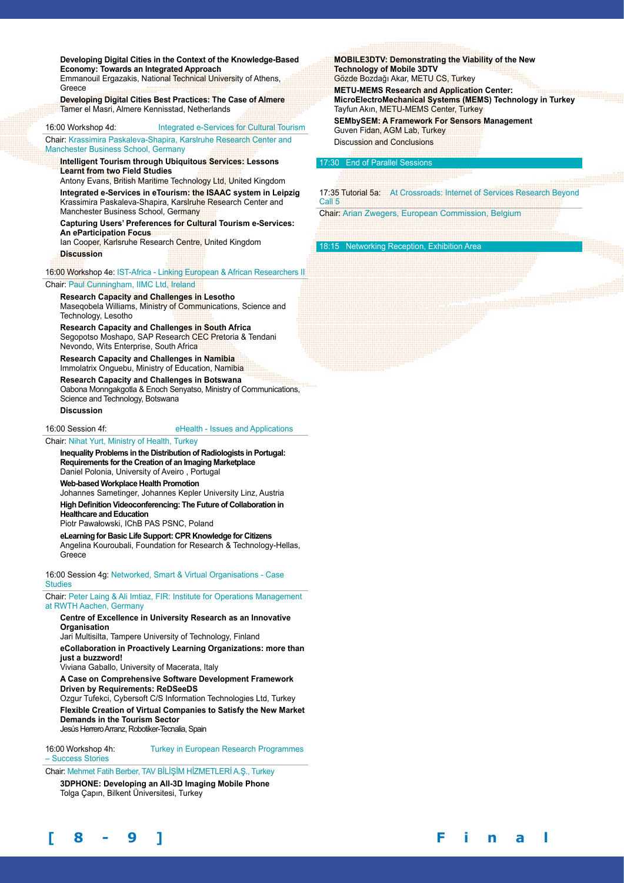**Developing Digital Cities in the Context of the Knowledge-Based Economy: Towards an Integrated Approach**
Emmanouil Ergazakis, National Technical University of Athens, Greece

**Developing Digital Cities Best Practices: The Case of Almere**
Tamer el Masri, Almere Kennisstad, Netherlands

16:00 Workshop 4d: Integrated e-Services for Cultural Tourism

Chair: Krassimira Paskaleva-Shapira, Karslruhe Research Center and Manchester Business School, Germany

**Intelligent Tourism through Ubiquitous Services: Lessons Learnt from two Field Studies**
Antony Evans, British Maritime Technology Ltd, United Kingdom

**Integrated e-Services in eTourism: the ISAAC system in Leipzig**
Krassimira Paskaleva-Shapira, Karslruhe Research Center and Manchester Business School, Germany

**Capturing Users' Preferences for Cultural Tourism e-Services: An eParticipation Focus**
Ian Cooper, Karlsruhe Research Centre, United Kingdom

**Discussion**

16:00 Workshop 4e: IST-Africa - Linking European & African Researchers II

Chair: Paul Cunningham, IIMC Ltd, Ireland

**Research Capacity and Challenges in Lesotho**
Maseqobela Williams, Ministry of Communications, Science and Technology, Lesotho

**Research Capacity and Challenges in South Africa**
Segopotso Moshapo, SAP Research CEC Pretoria & Tendani Nevondo, Wits Enterprise, South Africa

**Research Capacity and Challenges in Namibia**
Immolatrix Onguebu, Ministry of Education, Namibia

**Research Capacity and Challenges in Botswana**
Oabona Monngakgotla & Enoch Senyatso, Ministry of Communications, Science and Technology, Botswana

**Discussion**

16:00 Session 4f: eHealth - Issues and Applications

Chair: Nihat Yurt, Ministry of Health, Turkey

**Inequality Problems in the Distribution of Radiologists in Portugal: Requirements for the Creation of an Imaging Marketplace**
Daniel Polonia, University of Aveiro , Portugal

**Web-based Workplace Health Promotion**
Johannes Sametinger, Johannes Kepler University Linz, Austria

**High Definition Videoconferencing: The Future of Collaboration in Healthcare and Education**
Piotr Pawałowski, IChB PAS PSNC, Poland

**eLearning for Basic Life Support: CPR Knowledge for Citizens**
Angelina Kouroubali, Foundation for Research & Technology-Hellas, Greece

16:00 Session 4g: Networked, Smart & Virtual Organisations - Case Studies

Chair: Peter Laing & Ali Imtiaz, FIR: Institute for Operations Management at RWTH Aachen, Germany

**Centre of Excellence in University Research as an Innovative Organisation**
Jari Multisilta, Tampere University of Technology, Finland

**eCollaboration in Proactively Learning Organizations: more than just a buzzword!**
Viviana Gaballo, University of Macerata, Italy

**A Case on Comprehensive Software Development Framework Driven by Requirements: ReDSeeDS**
Ozgur Tufekci, Cybersoft C/S Information Technologies Ltd, Turkey

**Flexible Creation of Virtual Companies to Satisfy the New Market Demands in the Tourism Sector**
Jesús Herrero Arranz, Robotiker-Tecnalia, Spain

16:00 Workshop 4h: Turkey in European Research Programmes – Success Stories

Chair: Mehmet Fatih Berber, TAV BİLİŞİM HİZMETLERİ A.Ş., Turkey

**3DPHONE: Developing an All-3D Imaging Mobile Phone**
Tolga Çapın, Bilkent Üniversitesi, Turkey

**MOBILE3DTV: Demonstrating the Viability of the New Technology of Mobile 3DTV**
Gözde Bozdağı Akar, METU CS, Turkey

**METU-MEMS Research and Application Center: MicroElectroMechanical Systems (MEMS) Technology in Turkey**
Tayfun Akın, METU-MEMS Center, Turkey

**SEMbySEM: A Framework For Sensors Management**
Guven Fidan, AGM Lab, Turkey

Discussion and Conclusions

17:30 End of Parallel Sessions

17:35 Tutorial 5a: At Crossroads: Internet of Services Research Beyond Call 5

Chair: Arian Zwegers, European Commission, Belgium

18:15 Networking Reception, Exhibition Area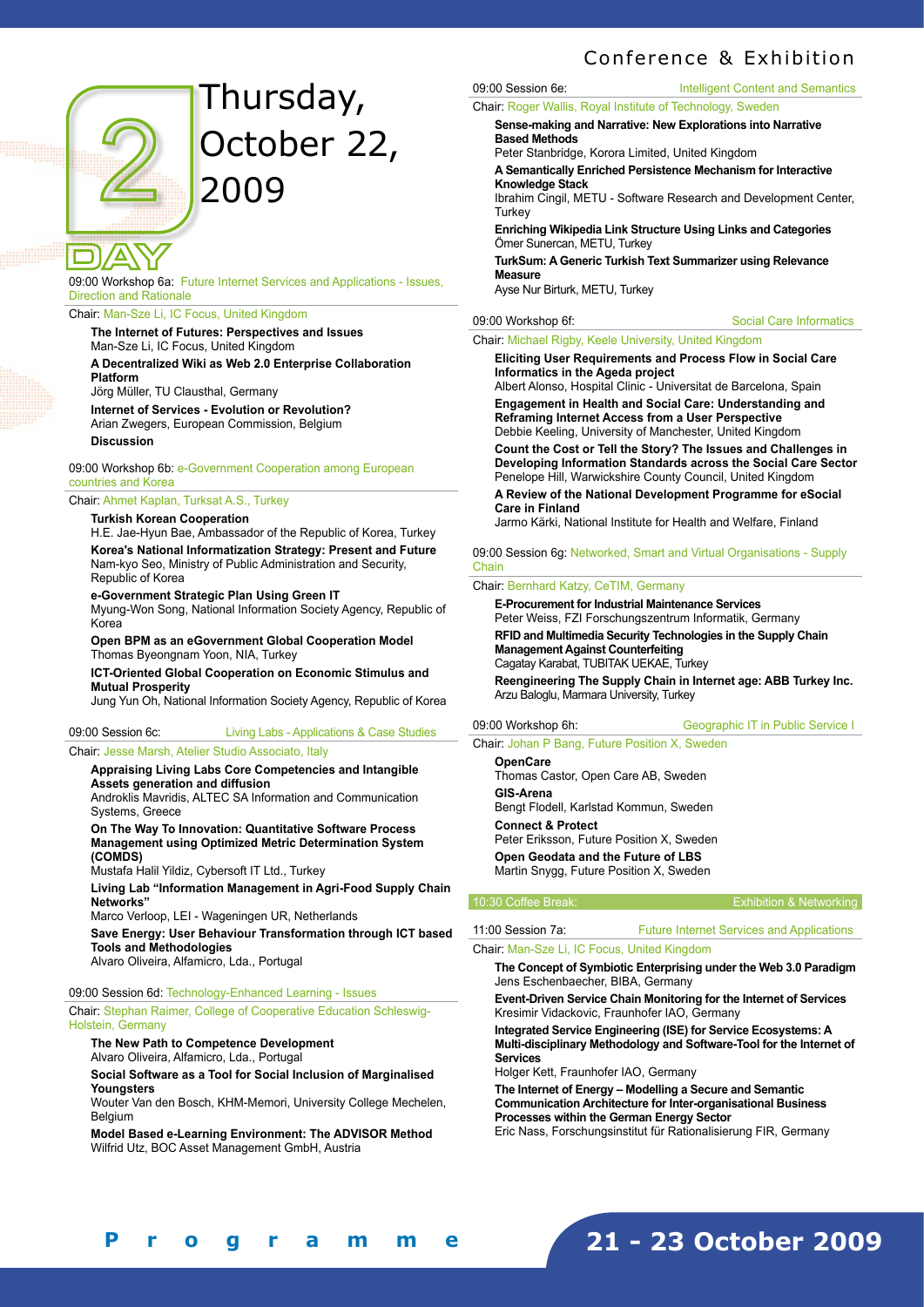# Day 2 — Thursday, October 22, 2009

**09:00 Workshop 6a:** Future Internet Services and Applications - Issues, Direction and Rationale

Chair: Man-Sze Li, IC Focus, United Kingdom

**The Internet of Futures: Perspectives and Issues**
Man-Sze Li, IC Focus, United Kingdom

**A Decentralized Wiki as Web 2.0 Enterprise Collaboration Platform**
Jörg Müller, TU Clausthal, Germany

**Internet of Services - Evolution or Revolution?**
Arian Zwegers, European Commission, Belgium

**Discussion**

**09:00 Workshop 6b:** e-Government Cooperation among European countries and Korea

Chair: Ahmet Kaplan, Turksat A.S., Turkey

**Turkish Korean Cooperation**
H.E. Jae-Hyun Bae, Ambassador of the Republic of Korea, Turkey

**Korea's National Informatization Strategy: Present and Future**
Nam-kyo Seo, Ministry of Public Administration and Security, Republic of Korea

**e-Government Strategic Plan Using Green IT**
Myung-Won Song, National Information Society Agency, Republic of Korea

**Open BPM as an eGovernment Global Cooperation Model**
Thomas Byeongnam Yoon, NIA, Turkey

**ICT-Oriented Global Cooperation on Economic Stimulus and Mutual Prosperity**
Jung Yun Oh, National Information Society Agency, Republic of Korea

**09:00 Session 6c:** Living Labs - Applications & Case Studies

Chair: Jesse Marsh, Atelier Studio Associato, Italy

**Appraising Living Labs Core Competencies and Intangible Assets generation and diffusion**
Androklis Mavridis, ALTEC SA Information and Communication Systems, Greece

**On The Way To Innovation: Quantitative Software Process Management using Optimized Metric Determination System (COMDS)**
Mustafa Halil Yildiz, Cybersoft IT Ltd., Turkey

**Living Lab "Information Management in Agri-Food Supply Chain Networks"**
Marco Verloop, LEI - Wageningen UR, Netherlands

**Save Energy: User Behaviour Transformation through ICT based Tools and Methodologies**
Alvaro Oliveira, Alfamicro, Lda., Portugal

**09:00 Session 6d:** Technology-Enhanced Learning - Issues

Chair: Stephan Raimer, College of Cooperative Education Schleswig-Holstein, Germany

**The New Path to Competence Development**
Alvaro Oliveira, Alfamicro, Lda., Portugal

**Social Software as a Tool for Social Inclusion of Marginalised Youngsters**
Wouter Van den Bosch, KHM-Memori, University College Mechelen, Belgium

**Model Based e-Learning Environment: The ADVISOR Method**
Wilfrid Utz, BOC Asset Management GmbH, Austria

**09:00 Session 6e:** Intelligent Content and Semantics

Chair: Roger Wallis, Royal Institute of Technology, Sweden

**Sense-making and Narrative: New Explorations into Narrative Based Methods**
Peter Stanbridge, Korora Limited, United Kingdom

**A Semantically Enriched Persistence Mechanism for Interactive Knowledge Stack**
Ibrahim Cingil, METU - Software Research and Development Center, Turkey

**Enriching Wikipedia Link Structure Using Links and Categories**
Ömer Sunercan, METU, Turkey

**TurkSum: A Generic Turkish Text Summarizer using Relevance Measure**
Ayse Nur Birturk, METU, Turkey

**09:00 Workshop 6f:** Social Care Informatics

Chair: Michael Rigby, Keele University, United Kingdom

**Eliciting User Requirements and Process Flow in Social Care Informatics in the Ageda project**
Albert Alonso, Hospital Clinic - Universitat de Barcelona, Spain

**Engagement in Health and Social Care: Understanding and Reframing Internet Access from a User Perspective**
Debbie Keeling, University of Manchester, United Kingdom

**Count the Cost or Tell the Story? The Issues and Challenges in Developing Information Standards across the Social Care Sector**
Penelope Hill, Warwickshire County Council, United Kingdom

**A Review of the National Development Programme for eSocial Care in Finland**
Jarmo Kärki, National Institute for Health and Welfare, Finland

**09:00 Session 6g:** Networked, Smart and Virtual Organisations - Supply Chain

Chair: Bernhard Katzy, CeTIM, Germany

**E-Procurement for Industrial Maintenance Services**
Peter Weiss, FZI Forschungszentrum Informatik, Germany

**RFID and Multimedia Security Technologies in the Supply Chain Management Against Counterfeiting**
Cagatay Karabat, TUBITAK UEKAE, Turkey

**Reengineering The Supply Chain in Internet age: ABB Turkey Inc.**
Arzu Baloglu, Marmara University, Turkey

**09:00 Workshop 6h:** Geographic IT in Public Service I

Chair: Johan P Bang, Future Position X, Sweden

**OpenCare**
Thomas Castor, Open Care AB, Sweden

**GIS-Arena**
Bengt Flodell, Karlstad Kommun, Sweden

**Connect & Protect**
Peter Eriksson, Future Position X, Sweden

**Open Geodata and the Future of LBS**
Martin Snygg, Future Position X, Sweden

**10:30 Coffee Break:** Exhibition & Networking

**11:00 Session 7a:** Future Internet Services and Applications

Chair: Man-Sze Li, IC Focus, United Kingdom

**The Concept of Symbiotic Enterprising under the Web 3.0 Paradigm**
Jens Eschenbaecher, BIBA, Germany

**Event-Driven Service Chain Monitoring for the Internet of Services**
Kresimir Vidackovic, Fraunhofer IAO, Germany

**Integrated Service Engineering (ISE) for Service Ecosystems: A Multi-disciplinary Methodology and Software-Tool for the Internet of Services**
Holger Kett, Fraunhofer IAO, Germany

**The Internet of Energy – Modelling a Secure and Semantic Communication Architecture for Inter-organisational Business Processes within the German Energy Sector**
Eric Nass, Forschungsinstitut für Rationalisierung FIR, Germany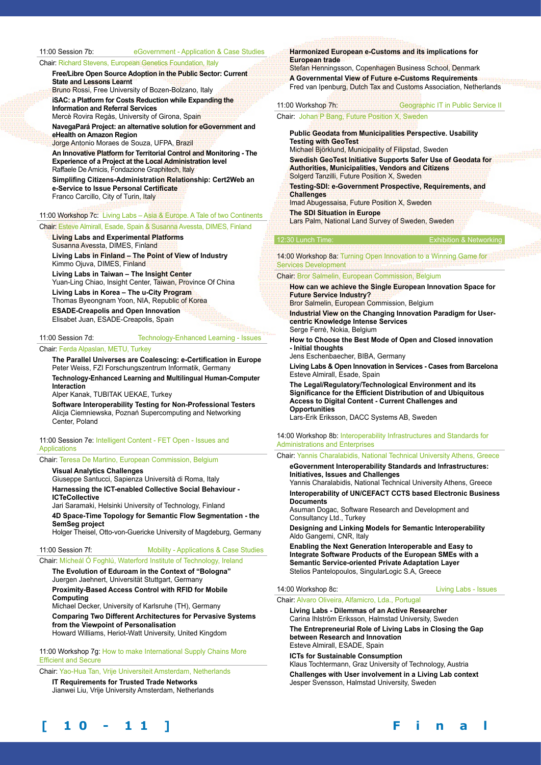### 11:00 Session 7b: eGovernment - Application & Case Studies

Chair: Richard Stevens, European Genetics Foundation, Italy

**Free/Libre Open Source Adoption in the Public Sector: Current State and Lessons Learnt**
Bruno Rossi, Free University of Bozen-Bolzano, Italy

**iSAC: a Platform for Costs Reduction while Expanding the Information and Referral Services**
Mercè Rovira Regàs, University of Girona, Spain

**NavegaPará Project: an alternative solution for eGovernment and eHealth on Amazon Region**
Jorge Antonio Moraes de Souza, UFPA, Brazil

**An Innovative Platform for Territorial Control and Monitoring - The Experience of a Project at the Local Administration level**
Raffaele De Amicis, Fondazione Graphitech, Italy

**Simplifing Citizens-Administration Relationship: Cert2Web an e-Service to Issue Personal Certificate**
Franco Carcillo, City of Turin, Italy

### 11:00 Workshop 7c: Living Labs – Asia & Europe. A Tale of two Continents

Chair: Esteve Almirall, Esade, Spain & Susanna Avessta, DIMES, Finland

**Living Labs and Experimental Platforms**
Susanna Avessta, DIMES, Finland

**Living Labs in Finland – The Point of View of Industry**
Kimmo Ojuva, DIMES, Finland

**Living Labs in Taiwan – The Insight Center**
Yuan-Ling Chiao, Insight Center, Taiwan, Province Of China

**Living Labs in Korea – The u-City Program**
Thomas Byeongnam Yoon, NIA, Republic of Korea

**ESADE-Creapolis and Open Innovation**
Elisabet Juan, ESADE-Creapolis, Spain

### 11:00 Session 7d: Technology-Enhanced Learning - Issues

Chair: Ferda Alpaslan, METU, Turkey

**The Parallel Universes are Coalescing: e-Certification in Europe**
Peter Weiss, FZI Forschungszentrum Informatik, Germany

**Technology-Enhanced Learning and Multilingual Human-Computer Interaction**
Alper Kanak, TUBITAK UEKAE, Turkey

**Software Interoperability Testing for Non-Professional Testers**
Alicja Ciemniewska, Poznań Supercomputing and Networking Center, Poland

### 11:00 Session 7e: Intelligent Content - FET Open - Issues and Applications

Chair: Teresa De Martino, European Commission, Belgium

**Visual Analytics Challenges**
Giuseppe Santucci, Sapienza Università di Roma, Italy

**Harnessing the ICT-enabled Collective Social Behaviour - ICTeCollective**
Jari Saramaki, Helsinki University of Technology, Finland

**4D Space-Time Topology for Semantic Flow Segmentation - the SemSeg project**
Holger Theisel, Otto-von-Guericke University of Magdeburg, Germany

### 11:00 Session 7f: Mobility - Applications & Case Studies

Chair: Mícheál Ó Foghlú, Waterford Institute of Technology, Ireland

**The Evolution of Eduroam in the Context of "Bologna"**
Juergen Jaehnert, Universität Stuttgart, Germany

**Proximity-Based Access Control with RFID for Mobile Computing**
Michael Decker, University of Karlsruhe (TH), Germany

**Comparing Two Different Architectures for Pervasive Systems from the Viewpoint of Personalisation**
Howard Williams, Heriot-Watt University, United Kingdom

### 11:00 Workshop 7g: How to make International Supply Chains More Efficient and Secure

Chair: Yao-Hua Tan, Vrije Universiteit Amsterdam, Netherlands

**IT Requirements for Trusted Trade Networks**
Jianwei Liu, Vrije University Amsterdam, Netherlands

**Harmonized European e-Customs and its implications for European trade**
Stefan Henningsson, Copenhagen Business School, Denmark

**A Governmental View of Future e-Customs Requirements**
Fred van Ipenburg, Dutch Tax and Customs Association, Netherlands

### 11:00 Workshop 7h: Geographic IT in Public Service II

Chair: Johan P Bang, Future Position X, Sweden

**Public Geodata from Municipalities Perspective. Usability Testing with GeoTest**
Michael Björklund, Municipality of Filipstad, Sweden

**Swedish GeoTest Initiative Supports Safer Use of Geodata for Authorities, Municipalities, Vendors and Citizens**
Solgerd Tanzilli, Future Position X, Sweden

**Testing-SDI: e-Government Prospective, Requirements, and Challenges**
Imad Abugessaisa, Future Position X, Sweden

**The SDI Situation in Europe**
Lars Palm, National Land Survey of Sweden, Sweden

### 12:30 Lunch Time: Exhibition & Networking

### 14:00 Workshop 8a: Turning Open Innovation to a Winning Game for Services Development

Chair: Bror Salmelin, European Commission, Belgium

**How can we achieve the Single European Innovation Space for Future Service Industry?**
Bror Salmelin, European Commission, Belgium

**Industrial View on the Changing Innovation Paradigm for User-centric Knowledge Intense Services**
Serge Ferré, Nokia, Belgium

**How to Choose the Best Mode of Open and Closed innovation - Initial thoughts**
Jens Eschenbaecher, BIBA, Germany

**Living Labs & Open Innovation in Services - Cases from Barcelona**
Esteve Almirall, Esade, Spain

**The Legal/Regulatory/Technological Environment and its Significance for the Efficient Distribution of and Ubiquitous Access to Digital Content - Current Challenges and Opportunities**
Lars-Erik Eriksson, DACC Systems AB, Sweden

### 14:00 Workshop 8b: Interoperability Infrastructures and Standards for Administrations and Enterprises

Chair: Yannis Charalabidis, National Technical University Athens, Greece

**eGovernment Interoperability Standards and Infrastructures: Initiatives, Issues and Challenges**
Yannis Charalabidis, National Technical University Athens, Greece

**Interoperability of UN/CEFACT CCTS based Electronic Business Documents**
Asuman Dogac, Software Research and Development and Consultancy Ltd., Turkey

**Designing and Linking Models for Semantic Interoperability**
Aldo Gangemi, CNR, Italy

**Enabling the Next Generation Interoperable and Easy to Integrate Software Products of the European SMEs with a Semantic Service-oriented Private Adaptation Layer**
Stelios Pantelopoulos, SingularLogic S.A, Greece

### 14:00 Workshop 8c: Living Labs - Issues

Chair: Alvaro Oliveira, Alfamicro, Lda., Portugal

**Living Labs - Dilemmas of an Active Researcher**
Carina Ihlström Eriksson, Halmstad University, Sweden

**The Entrepreneurial Role of Living Labs in Closing the Gap between Research and Innovation**
Esteve Almirall, ESADE, Spain

**ICTs for Sustainable Consumption**
Klaus Tochtermann, Graz University of Technology, Austria

**Challenges with User involvement in a Living Lab context**
Jesper Svensson, Halmstad University, Sweden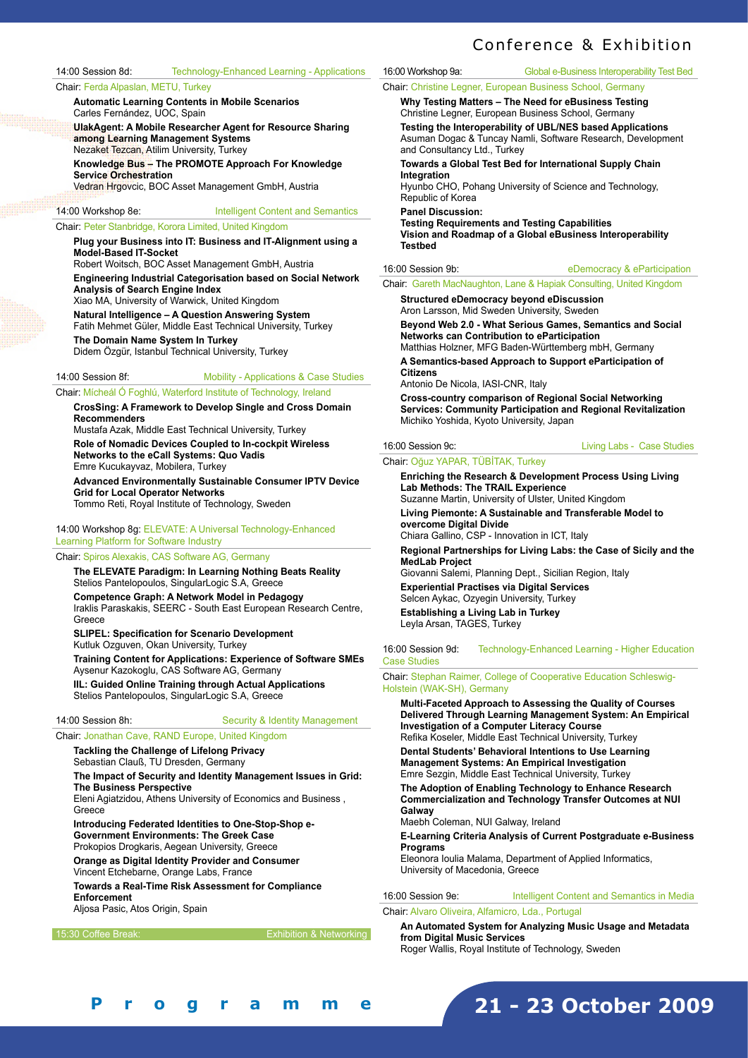### 14:00 Session 8d: Technology-Enhanced Learning - Applications

Chair: Ferda Alpaslan, METU, Turkey

**Automatic Learning Contents in Mobile Scenarios**
Carles Fernández, UOC, Spain

**UlakAgent: A Mobile Researcher Agent for Resource Sharing among Learning Management Systems**
Nezaket Tezcan, Atilim University, Turkey

**Knowledge Bus – The PROMOTE Approach For Knowledge Service Orchestration**
Vedran Hrgovcic, BOC Asset Management GmbH, Austria

### 14:00 Workshop 8e: Intelligent Content and Semantics

Chair: Peter Stanbridge, Korora Limited, United Kingdom

**Plug your Business into IT: Business and IT-Alignment using a Model-Based IT-Socket**
Robert Woitsch, BOC Asset Management GmbH, Austria

**Engineering Industrial Categorisation based on Social Network Analysis of Search Engine Index**
Xiao MA, University of Warwick, United Kingdom

**Natural Intelligence – A Question Answering System**
Fatih Mehmet Güler, Middle East Technical University, Turkey

**The Domain Name System In Turkey**
Didem Özgür, Istanbul Technical University, Turkey

### 14:00 Session 8f: Mobility - Applications & Case Studies

Chair: Mícheál Ó Foghlú, Waterford Institute of Technology, Ireland

**CrosSing: A Framework to Develop Single and Cross Domain Recommenders**
Mustafa Azak, Middle East Technical University, Turkey

**Role of Nomadic Devices Coupled to In-cockpit Wireless Networks to the eCall Systems: Quo Vadis**
Emre Kucukayvaz, Mobilera, Turkey

**Advanced Environmentally Sustainable Consumer IPTV Device Grid for Local Operator Networks**
Tommo Reti, Royal Institute of Technology, Sweden

### 14:00 Workshop 8g: ELEVATE: A Universal Technology-Enhanced Learning Platform for Software Industry

Chair: Spiros Alexakis, CAS Software AG, Germany

**The ELEVATE Paradigm: In Learning Nothing Beats Reality**
Stelios Pantelopoulos, SingularLogic S.A, Greece

**Competence Graph: A Network Model in Pedagogy**
Iraklis Paraskakis, SEERC - South East European Research Centre, Greece

**SLIPEL: Specification for Scenario Development**
Kutluk Ozguven, Okan University, Turkey

**Training Content for Applications: Experience of Software SMEs**
Aysenur Kazokoglu, CAS Software AG, Germany

**IIL: Guided Online Training through Actual Applications**
Stelios Pantelopoulos, SingularLogic S.A, Greece

### 14:00 Session 8h: Security & Identity Management

Chair: Jonathan Cave, RAND Europe, United Kingdom

**Tackling the Challenge of Lifelong Privacy**
Sebastian Clauß, TU Dresden, Germany

**The Impact of Security and Identity Management Issues in Grid: The Business Perspective**
Eleni Agiatzidou, Athens University of Economics and Business , Greece

**Introducing Federated Identities to One-Stop-Shop e-Government Environments: The Greek Case**
Prokopios Drogkaris, Aegean University, Greece

**Orange as Digital Identity Provider and Consumer**
Vincent Etchebarne, Orange Labs, France

**Towards a Real-Time Risk Assessment for Compliance Enforcement**
Aljosa Pasic, Atos Origin, Spain

### 15:30 Coffee Break: Exhibition & Networking

### 16:00 Workshop 9a: Global e-Business Interoperability Test Bed

Chair: Christine Legner, European Business School, Germany

**Why Testing Matters – The Need for eBusiness Testing**
Christine Legner, European Business School, Germany

**Testing the Interoperability of UBL/NES based Applications**
Asuman Dogac & Tuncay Namli, Software Research, Development and Consultancy Ltd., Turkey

**Towards a Global Test Bed for International Supply Chain Integration**
Hyunbo CHO, Pohang University of Science and Technology, Republic of Korea

**Panel Discussion:**
**Testing Requirements and Testing Capabilities**
**Vision and Roadmap of a Global eBusiness Interoperability Testbed**

### 16:00 Session 9b: eDemocracy & eParticipation

Chair: Gareth MacNaughton, Lane & Hapiak Consulting, United Kingdom

**Structured eDemocracy beyond eDiscussion**
Aron Larsson, Mid Sweden University, Sweden

**Beyond Web 2.0 - What Serious Games, Semantics and Social Networks can Contribution to eParticipation**
Matthias Holzner, MFG Baden-Württemberg mbH, Germany

**A Semantics-based Approach to Support eParticipation of Citizens**
Antonio De Nicola, IASI-CNR, Italy

**Cross-country comparison of Regional Social Networking Services: Community Participation and Regional Revitalization**
Michiko Yoshida, Kyoto University, Japan

### 16:00 Session 9c: Living Labs - Case Studies

Chair: Oğuz YAPAR, TÜBİTAK, Turkey

**Enriching the Research & Development Process Using Living Lab Methods: The TRAIL Experience**
Suzanne Martin, University of Ulster, United Kingdom

**Living Piemonte: A Sustainable and Transferable Model to overcome Digital Divide**
Chiara Gallino, CSP - Innovation in ICT, Italy

**Regional Partnerships for Living Labs: the Case of Sicily and the MedLab Project**
Giovanni Salemi, Planning Dept., Sicilian Region, Italy

**Experiential Practises via Digital Services**
Selcen Aykac, Ozyegin University, Turkey

**Establishing a Living Lab in Turkey**
Leyla Arsan, TAGES, Turkey

### 16:00 Session 9d: Technology-Enhanced Learning - Higher Education Case Studies

Chair: Stephan Raimer, College of Cooperative Education Schleswig-Holstein (WAK-SH), Germany

**Multi-Faceted Approach to Assessing the Quality of Courses Delivered Through Learning Management System: An Empirical Investigation of a Computer Literacy Course**
Refika Koseler, Middle East Technical University, Turkey

**Dental Students' Behavioral Intentions to Use Learning Management Systems: An Empirical Investigation**
Emre Sezgin, Middle East Technical University, Turkey

**The Adoption of Enabling Technology to Enhance Research Commercialization and Technology Transfer Outcomes at NUI Galway**
Maebh Coleman, NUI Galway, Ireland

**E-Learning Criteria Analysis of Current Postgraduate e-Business Programs**
Eleonora Ioulia Malama, Department of Applied Informatics, University of Macedonia, Greece

### 16:00 Session 9e: Intelligent Content and Semantics in Media

Chair: Alvaro Oliveira, Alfamicro, Lda., Portugal

**An Automated System for Analyzing Music Usage and Metadata from Digital Music Services**
Roger Wallis, Royal Institute of Technology, Sweden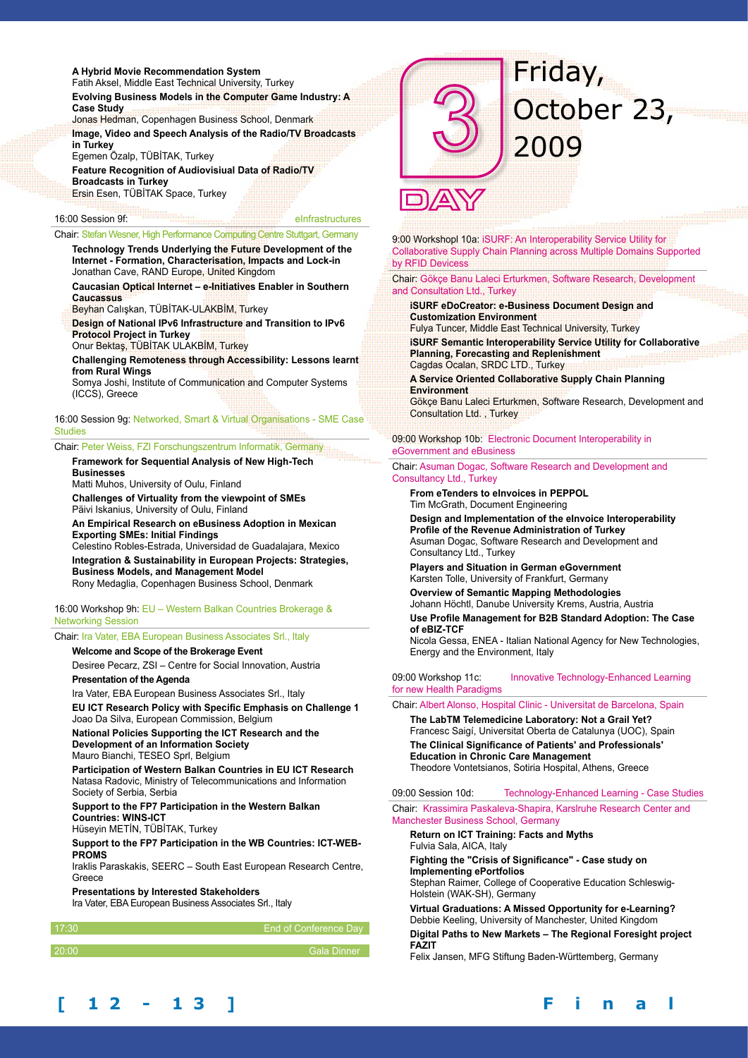**A Hybrid Movie Recommendation System**
Fatih Aksel, Middle East Technical University, Turkey

**Evolving Business Models in the Computer Game Industry: A Case Study**
Jonas Hedman, Copenhagen Business School, Denmark

**Image, Video and Speech Analysis of the Radio/TV Broadcasts in Turkey**
Egemen Özalp, TÜBİTAK, Turkey

**Feature Recognition of Audiovisiual Data of Radio/TV Broadcasts in Turkey**
Ersin Esen, TÜBİTAK Space, Turkey

16:00 Session 9f: eInfrastructures

Chair: Stefan Wesner, High Performance Computing Centre Stuttgart, Germany

**Technology Trends Underlying the Future Development of the Internet - Formation, Characterisation, Impacts and Lock-in**
Jonathan Cave, RAND Europe, United Kingdom

**Caucasian Optical Internet – e-Initiatives Enabler in Southern Caucassus**
Beyhan Calışkan, TÜBİTAK-ULAKBİM, Turkey

**Design of National IPv6 Infrastructure and Transition to IPv6 Protocol Project in Turkey**
Onur Bektaş, TÜBİTAK ULAKBİM, Turkey

**Challenging Remoteness through Accessibility: Lessons learnt from Rural Wings**
Somya Joshi, Institute of Communication and Computer Systems (ICCS), Greece

16:00 Session 9g: Networked, Smart & Virtual Organisations - SME Case Studies

Chair: Peter Weiss, FZI Forschungszentrum Informatik, Germany

**Framework for Sequential Analysis of New High-Tech Businesses**
Matti Muhos, University of Oulu, Finland

**Challenges of Virtuality from the viewpoint of SMEs**
Päivi Iskanius, University of Oulu, Finland

**An Empirical Research on eBusiness Adoption in Mexican Exporting SMEs: Initial Findings**
Celestino Robles-Estrada, Universidad de Guadalajara, Mexico

**Integration & Sustainability in European Projects: Strategies, Business Models, and Management Model**
Rony Medaglia, Copenhagen Business School, Denmark

16:00 Workshop 9h: EU – Western Balkan Countries Brokerage & Networking Session

Chair: Ira Vater, EBA European Business Associates Srl., Italy

**Welcome and Scope of the Brokerage Event**
Desiree Pecarz, ZSI – Centre for Social Innovation, Austria

**Presentation of the Agenda**
Ira Vater, EBA European Business Associates Srl., Italy

**EU ICT Research Policy with Specific Emphasis on Challenge 1**
Joao Da Silva, European Commission, Belgium

**National Policies Supporting the ICT Research and the Development of an Information Society**
Mauro Bianchi, TESEO Sprl, Belgium

**Participation of Western Balkan Countries in EU ICT Research**
Natasa Radovic, Ministry of Telecommunications and Information Society of Serbia, Serbia

**Support to the FP7 Participation in the Western Balkan Countries: WINS-ICT**
Hüseyin METİN, TÜBİTAK, Turkey

**Support to the FP7 Participation in the WB Countries: ICT-WEB-PROMS**
Iraklis Paraskakis, SEERC – South East European Research Centre, Greece

**Presentations by Interested Stakeholders**
Ira Vater, EBA European Business Associates Srl., Italy

17:30 End of Conference Day

20:00 Gala Dinner

# DAY 3 – Friday, October 23, 2009

9:00 Workshopl 10a: iSURF: An Interoperability Service Utility for Collaborative Supply Chain Planning across Multiple Domains Supported by RFID Devicess

Chair: Gökçe Banu Laleci Erturkmen, Software Research, Development and Consultation Ltd., Turkey

**iSURF eDoCreator: e-Business Document Design and Customization Environment**
Fulya Tuncer, Middle East Technical University, Turkey

**iSURF Semantic Interoperability Service Utility for Collaborative Planning, Forecasting and Replenishment**
Cagdas Ocalan, SRDC LTD., Turkey

**A Service Oriented Collaborative Supply Chain Planning Environment**
Gökçe Banu Laleci Erturkmen, Software Research, Development and Consultation Ltd. , Turkey

09:00 Workshop 10b: Electronic Document Interoperability in eGovernment and eBusiness

Chair: Asuman Dogac, Software Research and Development and Consultancy Ltd., Turkey

**From eTenders to eInvoices in PEPPOL**
Tim McGrath, Document Engineering

**Design and Implementation of the eInvoice Interoperability Profile of the Revenue Administration of Turkey**
Asuman Dogac, Software Research and Development and Consultancy Ltd., Turkey

**Players and Situation in German eGovernment**
Karsten Tolle, University of Frankfurt, Germany

**Overview of Semantic Mapping Methodologies**
Johann Höchtl, Danube University Krems, Austria, Austria

**Use Profile Management for B2B Standard Adoption: The Case of eBIZ-TCF**
Nicola Gessa, ENEA - Italian National Agency for New Technologies, Energy and the Environment, Italy

09:00 Workshop 11c: Innovative Technology-Enhanced Learning for new Health Paradigms

Chair: Albert Alonso, Hospital Clinic - Universitat de Barcelona, Spain

**The LabTM Telemedicine Laboratory: Not a Grail Yet?**
Francesc Saigí, Universitat Oberta de Catalunya (UOC), Spain

**The Clinical Significance of Patients' and Professionals' Education in Chronic Care Management**
Theodore Vontetsianos, Sotiria Hospital, Athens, Greece

09:00 Session 10d: Technology-Enhanced Learning - Case Studies

Chair: Krassimira Paskaleva-Shapira, Karslruhe Research Center and Manchester Business School, Germany

**Return on ICT Training: Facts and Myths**
Fulvia Sala, AICA, Italy

**Fighting the "Crisis of Significance" - Case study on Implementing ePortfolios**
Stephan Raimer, College of Cooperative Education Schleswig-Holstein (WAK-SH), Germany

**Virtual Graduations: A Missed Opportunity for e-Learning?**
Debbie Keeling, University of Manchester, United Kingdom

**Digital Paths to New Markets – The Regional Foresight project FAZIT**
Felix Jansen, MFG Stiftung Baden-Württemberg, Germany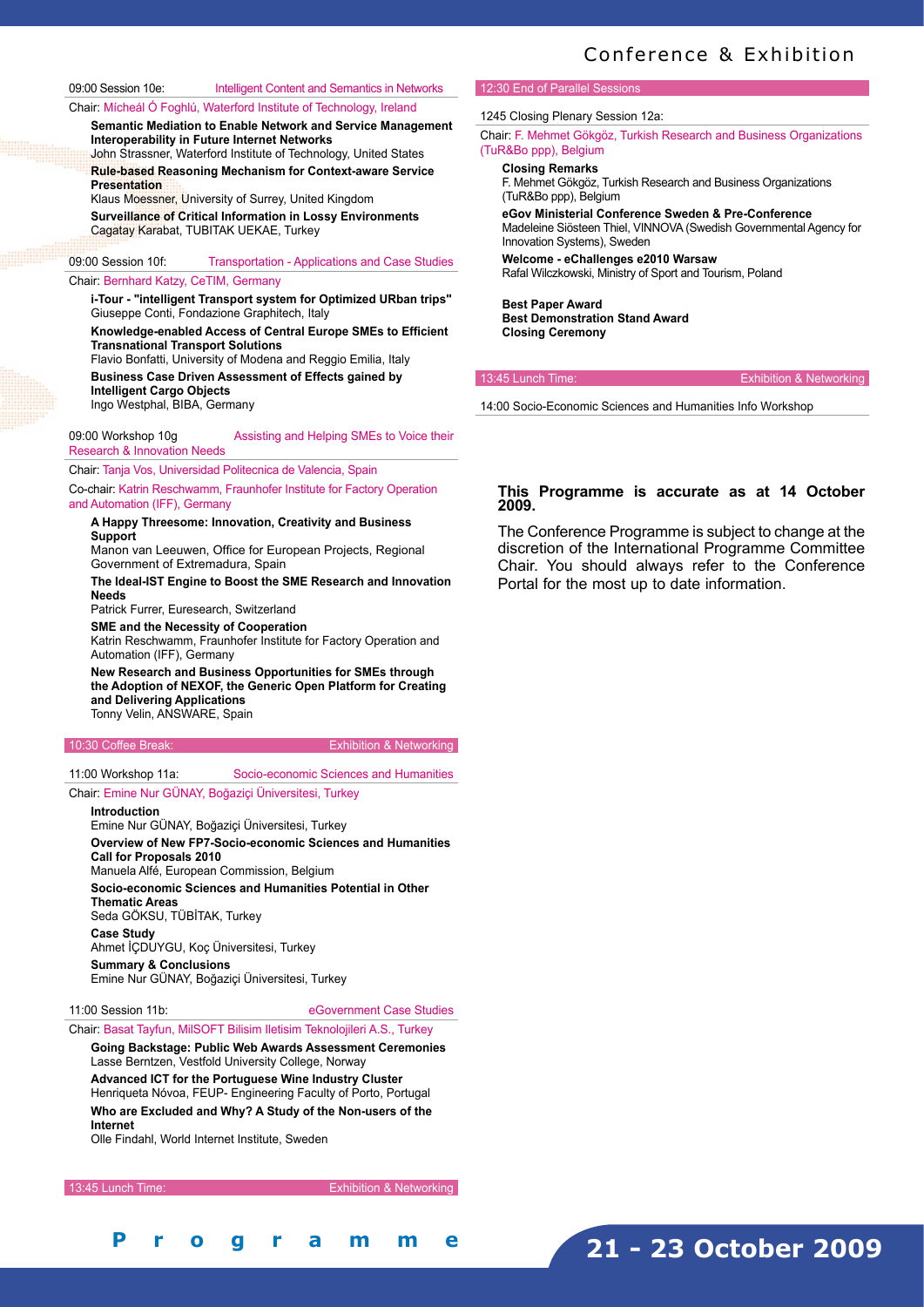**09:00 Session 10e:** Intelligent Content and Semantics in Networks

Chair: Mícheál Ó Foghlú, Waterford Institute of Technology, Ireland

**Semantic Mediation to Enable Network and Service Management Interoperability in Future Internet Networks**
John Strassner, Waterford Institute of Technology, United States

**Rule-based Reasoning Mechanism for Context-aware Service Presentation**
Klaus Moessner, University of Surrey, United Kingdom

**Surveillance of Critical Information in Lossy Environments**
Cagatay Karabat, TUBITAK UEKAE, Turkey

**09:00 Session 10f:** Transportation - Applications and Case Studies

Chair: Bernhard Katzy, CeTIM, Germany

**i-Tour - "intelligent Transport system for Optimized URban trips"**
Giuseppe Conti, Fondazione Graphitech, Italy

**Knowledge-enabled Access of Central Europe SMEs to Efficient Transnational Transport Solutions**
Flavio Bonfatti, University of Modena and Reggio Emilia, Italy

**Business Case Driven Assessment of Effects gained by Intelligent Cargo Objects**
Ingo Westphal, BIBA, Germany

**09:00 Workshop 10g** Assisting and Helping SMEs to Voice their Research & Innovation Needs

Chair: Tanja Vos, Universidad Politecnica de Valencia, Spain

Co-chair: Katrin Reschwamm, Fraunhofer Institute for Factory Operation and Automation (IFF), Germany

**A Happy Threesome: Innovation, Creativity and Business Support**
Manon van Leeuwen, Office for European Projects, Regional Government of Extremadura, Spain

**The Ideal-IST Engine to Boost the SME Research and Innovation Needs**
Patrick Furrer, Euresearch, Switzerland

**SME and the Necessity of Cooperation**
Katrin Reschwamm, Fraunhofer Institute for Factory Operation and Automation (IFF), Germany

**New Research and Business Opportunities for SMEs through the Adoption of NEXOF, the Generic Open Platform for Creating and Delivering Applications**
Tonny Velin, ANSWARE, Spain

**10:30 Coffee Break:** Exhibition & Networking

**11:00 Workshop 11a:** Socio-economic Sciences and Humanities

Chair: Emine Nur GÜNAY, Boğaziçi Üniversitesi, Turkey

**Introduction**
Emine Nur GÜNAY, Boğaziçi Üniversitesi, Turkey

**Overview of New FP7-Socio-economic Sciences and Humanities Call for Proposals 2010**
Manuela Alfé, European Commission, Belgium

**Socio-economic Sciences and Humanities Potential in Other Thematic Areas**
Seda GÖKSU, TÜBİTAK, Turkey

**Case Study**
Ahmet İÇDUYGU, Koç Üniversitesi, Turkey

**Summary & Conclusions**
Emine Nur GÜNAY, Boğaziçi Üniversitesi, Turkey

**11:00 Session 11b:** eGovernment Case Studies

Chair: Basat Tayfun, MilSOFT Bilisim Iletisim Teknolojileri A.S., Turkey

**Going Backstage: Public Web Awards Assessment Ceremonies**
Lasse Berntzen, Vestfold University College, Norway

**Advanced ICT for the Portuguese Wine Industry Cluster**
Henriqueta Nóvoa, FEUP- Engineering Faculty of Porto, Portugal

**Who are Excluded and Why? A Study of the Non-users of the Internet**
Olle Findahl, World Internet Institute, Sweden

**13:45 Lunch Time:** Exhibition & Networking

**12:30 End of Parallel Sessions**

**1245 Closing Plenary Session 12a:**

Chair: F. Mehmet Gökgöz, Turkish Research and Business Organizations (TuR&Bo ppp), Belgium

**Closing Remarks**
F. Mehmet Gökgöz, Turkish Research and Business Organizations (TuR&Bo ppp), Belgium

**eGov Ministerial Conference Sweden & Pre-Conference**
Madeleine Siösteen Thiel, VINNOVA (Swedish Governmental Agency for Innovation Systems), Sweden

**Welcome - eChallenges e2010 Warsaw**
Rafal Wilczkowski, Ministry of Sport and Tourism, Poland

**Best Paper Award**
**Best Demonstration Stand Award**
**Closing Ceremony**

**13:45 Lunch Time:** Exhibition & Networking

14:00 Socio-Economic Sciences and Humanities Info Workshop

**This Programme is accurate as at 14 October 2009.**

The Conference Programme is subject to change at the discretion of the International Programme Committee Chair. You should always refer to the Conference Portal for the most up to date information.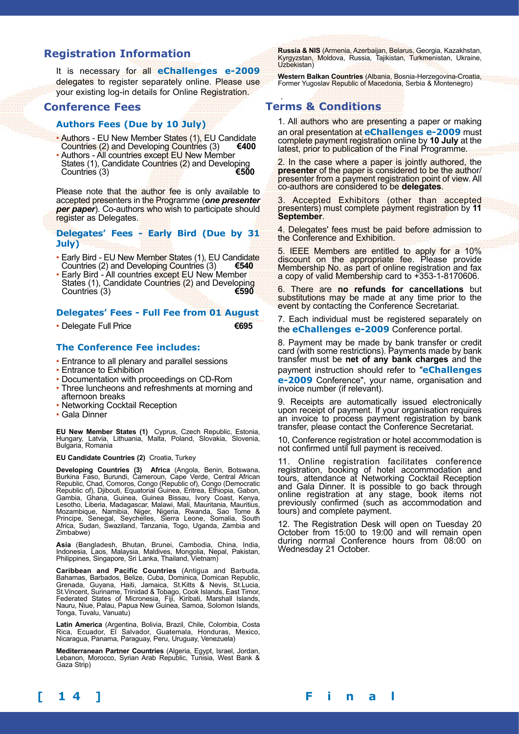## Registration Information

It is necessary for all **eChallenges e-2009** delegates to register separately online. Please use your existing log-in details for Online Registration.

## Conference Fees

### Authors Fees (Due by 10 July)

- Authors - EU New Member States (1), EU Candidate Countries (2) and Developing Countries (3) **€400**
- Authors - All countries except EU New Member States (1), Candidate Countries (2) and Developing Countries (3) **€500**

Please note that the author fee is only available to accepted presenters in the Programme (***one presenter per paper***). Co-authors who wish to participate should register as Delegates.

### Delegates' Fees - Early Bird (Due by 31 July)

- Early Bird - EU New Member States (1), EU Candidate Countries (2) and Developing Countries (3) **€540**
- Early Bird - All countries except EU New Member States (1), Candidate Countries (2) and Developing Countries (3) **€590**

### Delegates' Fees - Full Fee from 01 August

- Delegate Full Price **€695**

### The Conference Fee includes:

- Entrance to all plenary and parallel sessions
- Entrance to Exhibition
- Documentation with proceedings on CD-Rom
- Three luncheons and refreshments at morning and afternoon breaks
- Networking Cocktail Reception
- Gala Dinner

**EU New Member States (1)** Cyprus, Czech Republic, Estonia, Hungary, Latvia, Lithuania, Malta, Poland, Slovakia, Slovenia, Bulgaria, Romania

**EU Candidate Countries (2)** Croatia, Turkey

**Developing Countries (3) Africa** (Angola, Benin, Botswana, Burkina Faso, Burundi, Cameroun, Cape Verde, Central African Republic, Chad, Comoros, Congo (Republic of), Congo (Democratic Republic of), Djibouti, Equatorial Guinea, Eritrea, Ethiopia, Gabon, Gambia, Ghana, Guinea, Guinea Bissau, Ivory Coast, Kenya, Lesotho, Liberia, Madagascar, Malawi, Mali, Mauritania, Mauritius, Mozambique, Namibia, Niger, Nigeria, Rwanda, Sao Tome & Principe, Senegal, Seychelles, Sierra Leone, Somalia, South Africa, Sudan, Swaziland, Tanzania, Togo, Uganda, Zambia and Zimbabwe)

**Asia** (Bangladesh, Bhutan, Brunei, Cambodia, China, India, Indonesia, Laos, Malaysia, Maldives, Mongolia, Nepal, Pakistan, Philippines, Singapore, Sri Lanka, Thailand, Vietnam)

**Caribbean and Pacific Countries** (Antigua and Barbuda, Bahamas, Barbados, Belize, Cuba, Dominica, Domican Republic, Grenada, Guyana, Haiti, Jamaica, St.Kitts & Nevis, St.Lucia, St.Vincent, Suriname, Trinidad & Tobago, Cook Islands, East Timor, Federated States of Micronesia, Fiji, Kiribati, Marshall Islands, Nauru, Niue, Palau, Papua New Guinea, Samoa, Solomon Islands, Tonga, Tuvalu, Vanuatu)

**Latin America** (Argentina, Bolivia, Brazil, Chile, Colombia, Costa Rica, Ecuador, El Salvador, Guatemala, Honduras, Mexico, Nicaragua, Panama, Paraguay, Peru, Uruguay, Venezuela)

**Mediterranean Partner Countries** (Algeria, Egypt, Israel, Jordan, Lebanon, Morocco, Syrian Arab Republic, Tunisia, West Bank & Gaza Strip)

**Russia & NIS** (Armenia, Azerbaijan, Belarus, Georgia, Kazakhstan, Kyrgyzstan, Moldova, Russia, Tajikistan, Turkmenistan, Ukraine, Uzbekistan)

**Western Balkan Countries** (Albania, Bosnia-Herzegovina-Croatia, Former Yugoslav Republic of Macedonia, Serbia & Montenegro)

## Terms & Conditions

1. All authors who are presenting a paper or making an oral presentation at **eChallenges e-2009** must complete payment registration online by **10 July** at the latest, prior to publication of the Final Programme.

2. In the case where a paper is jointly authored, the **presenter** of the paper is considered to be the author/presenter from a payment registration point of view. All co-authors are considered to be **delegates**.

3. Accepted Exhibitors (other than accepted presenters) must complete payment registration by **11 September**.

4. Delegates' fees must be paid before admission to the Conference and Exhibition.

5. IEEE Members are entitled to apply for a 10% discount on the appropriate fee. Please provide Membership No. as part of online registration and fax a copy of valid Membership card to +353-1-8170606.

6. There are **no refunds for cancellations** but substitutions may be made at any time prior to the event by contacting the Conference Secretariat.

7. Each individual must be registered separately on the **eChallenges e-2009** Conference portal.

8. Payment may be made by bank transfer or credit card (with some restrictions). Payments made by bank transfer must be **net of any bank charges** and the payment instruction should refer to "**eChallenges e-2009** Conference", your name, organisation and invoice number (if relevant).

9. Receipts are automatically issued electronically upon receipt of payment. If your organisation requires an invoice to process payment registration by bank transfer, please contact the Conference Secretariat.

10, Conference registration or hotel accommodation is not confirmed until full payment is received.

11. Online registration facilitates conference registration, booking of hotel accommodation and tours, attendance at Networking Cocktail Reception and Gala Dinner. It is possible to go back through online registration at any stage, book items not previously confirmed (such as accommodation and tours) and complete payment.

12. The Registration Desk will open on Tuesday 20 October from 15:00 to 19:00 and will remain open during normal Conference hours from 08:00 on Wednesday 21 October.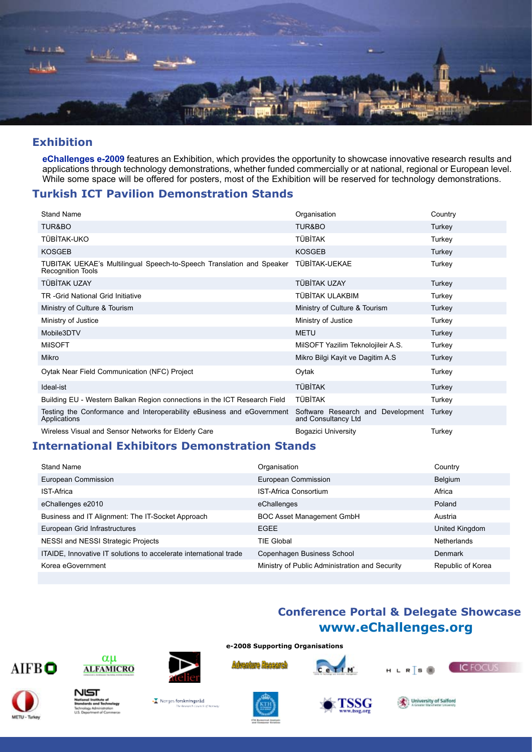## Exhibition

**eChallenges e-2009** features an Exhibition, which provides the opportunity to showcase innovative research results and applications through technology demonstrations, whether funded commercially or at national, regional or European level. While some space will be offered for posters, most of the Exhibition will be reserved for technology demonstrations.

## Turkish ICT Pavilion Demonstration Stands

| Stand Name | Organisation | Country |
|---|---|---|
| TUR&BO | TUR&BO | Turkey |
| TÜBİTAK-UKO | TÜBİTAK | Turkey |
| KOSGEB | KOSGEB | Turkey |
| TUBITAK UEKAE's Multilingual Speech-to-Speech Translation and Speaker Recognition Tools | TÜBİTAK-UEKAE | Turkey |
| TÜBİTAK UZAY | TÜBİTAK UZAY | Turkey |
| TR -Grid National Grid Initiative | TÜBİTAK ULAKBIM | Turkey |
| Ministry of Culture & Tourism | Ministry of Culture & Tourism | Turkey |
| Ministry of Justice | Ministry of Justice | Turkey |
| Mobile3DTV | METU | Turkey |
| MilSOFT | MilSOFT Yazilim Teknolojileir A.S. | Turkey |
| Mikro | Mikro Bilgi Kayit ve Dagitim A.S | Turkey |
| Oytak Near Field Communication (NFC) Project | Oytak | Turkey |
| Ideal-ist | TÜBİTAK | Turkey |
| Building EU - Western Balkan Region connections in the ICT Research Field | TÜBİTAK | Turkey |
| Testing the Conformance and Interoperability eBusiness and eGovernment Applications | Software Research and Development and Consultancy Ltd | Turkey |
| Wireless Visual and Sensor Networks for Elderly Care | Bogazici University | Turkey |

## International Exhibitors Demonstration Stands

| Stand Name | Organisation | Country |
|---|---|---|
| European Commission | European Commission | Belgium |
| IST-Africa | IST-Africa Consortium | Africa |
| eChallenges e2010 | eChallenges | Poland |
| Business and IT Alignment: The IT-Socket Approach | BOC Asset Management GmbH | Austria |
| European Grid Infrastructures | EGEE | United Kingdom |
| NESSI and NESSI Strategic Projects | TIE Global | Netherlands |
| ITAIDE, Innovative IT solutions to accelerate international trade | Copenhagen Business School | Denmark |
| Korea eGovernment | Ministry of Public Administration and Security | Republic of Korea |

## Conference Portal & Delegate Showcase
## www.eChallenges.org

**e-2008 Supporting Organisations**

AIFB · ALFAMICRO · atelier · Adventure Research · CeTIM · HLRS · IC FOCUS · METU - Turkey · NIST National Institute of Standards and Technology, Technology Administration, U.S. Department of Commerce · Norges forskningsråd · KTH · TSSG www.tssg.org · University of Salford